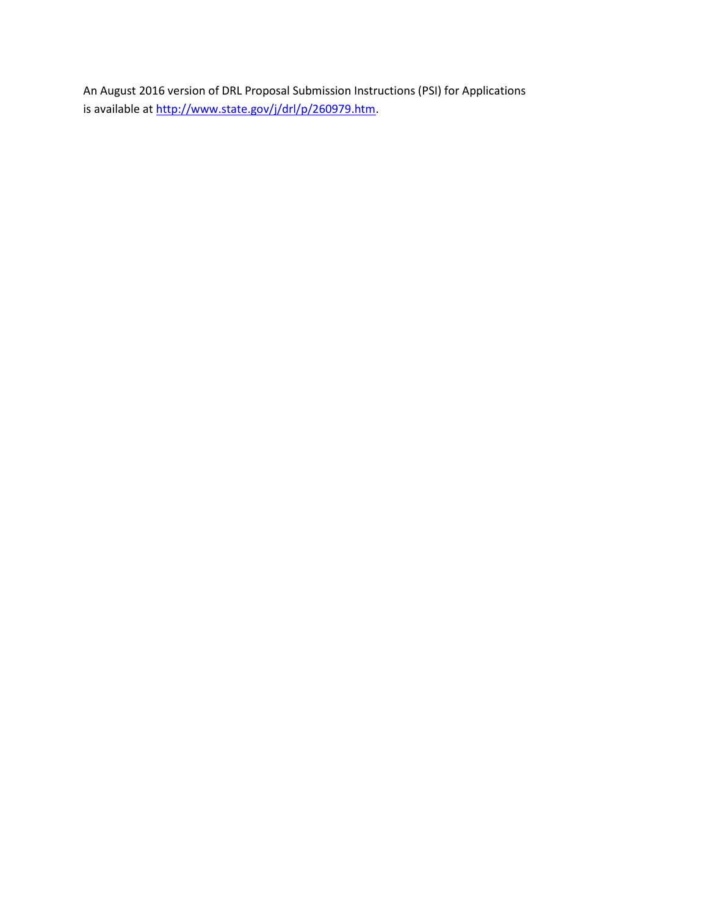An August 2016 version of DRL Proposal Submission Instructions (PSI) for Applications is available at [http://www.state.gov/j/drl/p/260979.htm](http://www.state.gov/j/drl/p/260979.htm).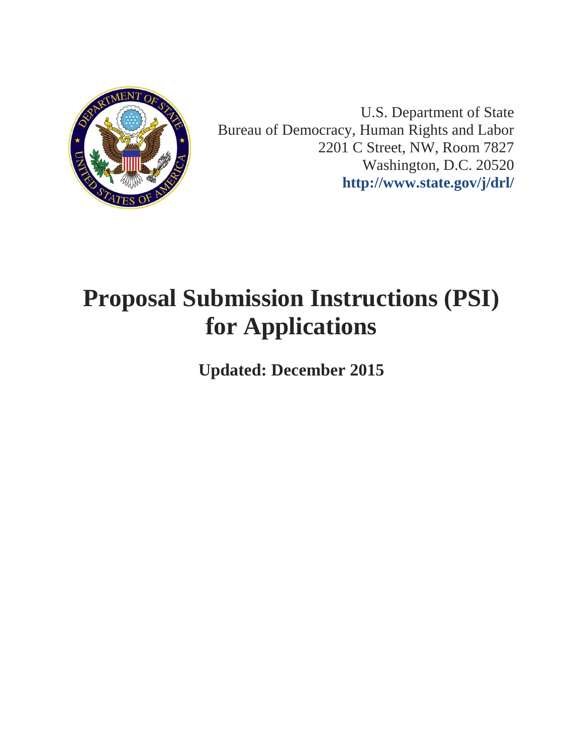U.S. Department of State
Bureau of Democracy, Human Rights and Labor
2201 C Street, NW, Room 7827
Washington, D.C. 20520
**http://www.state.gov/j/drl/**

# Proposal Submission Instructions (PSI) for Applications

**Updated: December 2015**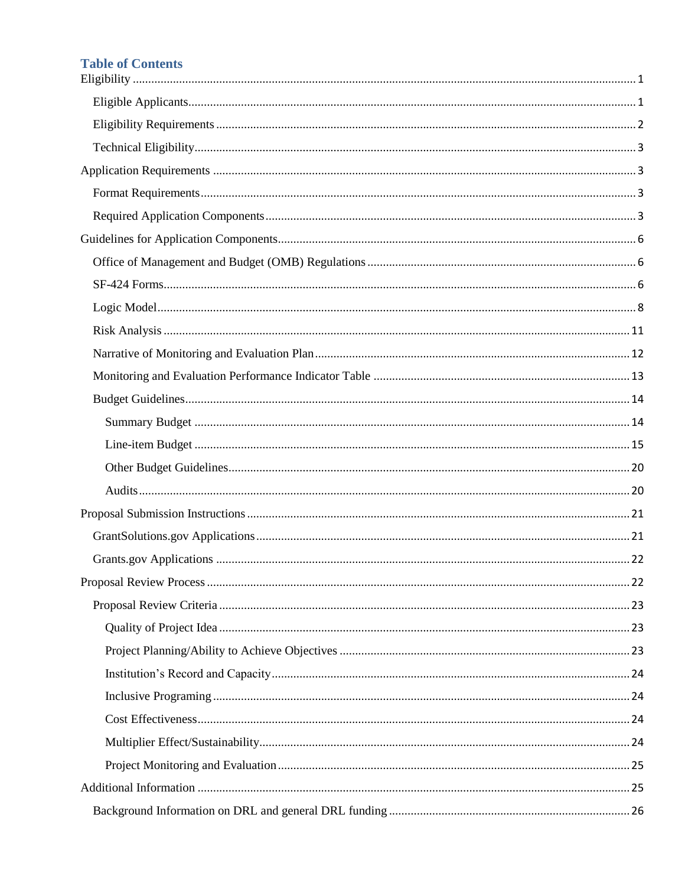# Table of Contents

- Eligibility ........ 1
  - Eligible Applicants ........ 1
  - Eligibility Requirements ........ 2
  - Technical Eligibility ........ 3
- Application Requirements ........ 3
  - Format Requirements ........ 3
  - Required Application Components ........ 3
- Guidelines for Application Components ........ 6
  - Office of Management and Budget (OMB) Regulations ........ 6
  - SF-424 Forms ........ 6
  - Logic Model ........ 8
  - Risk Analysis ........ 11
  - Narrative of Monitoring and Evaluation Plan ........ 12
  - Monitoring and Evaluation Performance Indicator Table ........ 13
  - Budget Guidelines ........ 14
    - Summary Budget ........ 14
    - Line-item Budget ........ 15
    - Other Budget Guidelines ........ 20
    - Audits ........ 20
- Proposal Submission Instructions ........ 21
  - GrantSolutions.gov Applications ........ 21
  - Grants.gov Applications ........ 22
- Proposal Review Process ........ 22
  - Proposal Review Criteria ........ 23
    - Quality of Project Idea ........ 23
    - Project Planning/Ability to Achieve Objectives ........ 23
    - Institution's Record and Capacity ........ 24
    - Inclusive Programing ........ 24
    - Cost Effectiveness ........ 24
    - Multiplier Effect/Sustainability ........ 24
    - Project Monitoring and Evaluation ........ 25
- Additional Information ........ 25
  - Background Information on DRL and general DRL funding ........ 26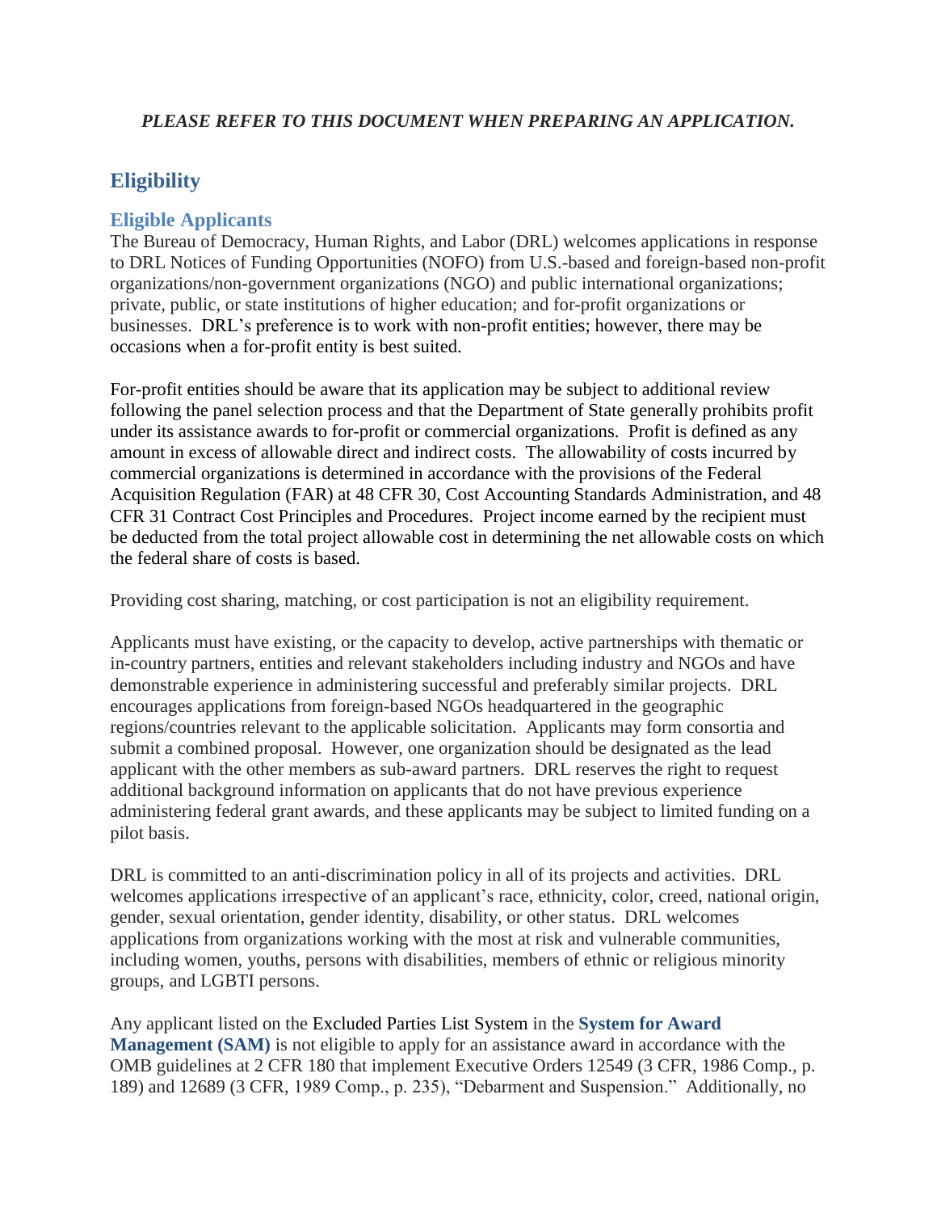***PLEASE REFER TO THIS DOCUMENT WHEN PREPARING AN APPLICATION.***

## Eligibility

### Eligible Applicants

The Bureau of Democracy, Human Rights, and Labor (DRL) welcomes applications in response to DRL Notices of Funding Opportunities (NOFO) from U.S.-based and foreign-based non-profit organizations/non-government organizations (NGO) and public international organizations; private, public, or state institutions of higher education; and for-profit organizations or businesses. DRL's preference is to work with non-profit entities; however, there may be occasions when a for-profit entity is best suited.

For-profit entities should be aware that its application may be subject to additional review following the panel selection process and that the Department of State generally prohibits profit under its assistance awards to for-profit or commercial organizations. Profit is defined as any amount in excess of allowable direct and indirect costs. The allowability of costs incurred by commercial organizations is determined in accordance with the provisions of the Federal Acquisition Regulation (FAR) at 48 CFR 30, Cost Accounting Standards Administration, and 48 CFR 31 Contract Cost Principles and Procedures. Project income earned by the recipient must be deducted from the total project allowable cost in determining the net allowable costs on which the federal share of costs is based.

Providing cost sharing, matching, or cost participation is not an eligibility requirement.

Applicants must have existing, or the capacity to develop, active partnerships with thematic or in-country partners, entities and relevant stakeholders including industry and NGOs and have demonstrable experience in administering successful and preferably similar projects. DRL encourages applications from foreign-based NGOs headquartered in the geographic regions/countries relevant to the applicable solicitation. Applicants may form consortia and submit a combined proposal. However, one organization should be designated as the lead applicant with the other members as sub-award partners. DRL reserves the right to request additional background information on applicants that do not have previous experience administering federal grant awards, and these applicants may be subject to limited funding on a pilot basis.

DRL is committed to an anti-discrimination policy in all of its projects and activities. DRL welcomes applications irrespective of an applicant's race, ethnicity, color, creed, national origin, gender, sexual orientation, gender identity, disability, or other status. DRL welcomes applications from organizations working with the most at risk and vulnerable communities, including women, youths, persons with disabilities, members of ethnic or religious minority groups, and LGBTI persons.

Any applicant listed on the Excluded Parties List System in the **System for Award Management (SAM)** is not eligible to apply for an assistance award in accordance with the OMB guidelines at 2 CFR 180 that implement Executive Orders 12549 (3 CFR, 1986 Comp., p. 189) and 12689 (3 CFR, 1989 Comp., p. 235), "Debarment and Suspension." Additionally, no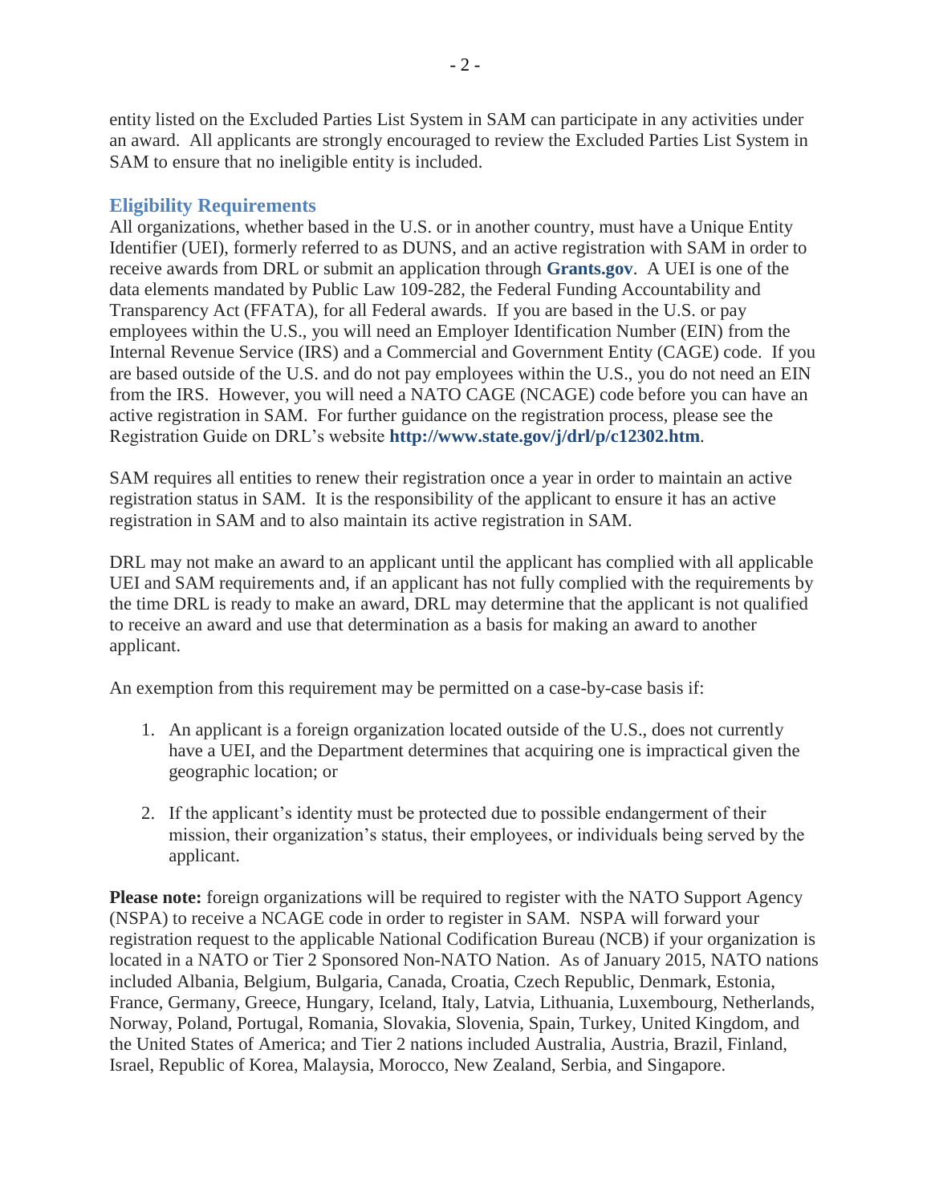entity listed on the Excluded Parties List System in SAM can participate in any activities under an award. All applicants are strongly encouraged to review the Excluded Parties List System in SAM to ensure that no ineligible entity is included.

### Eligibility Requirements

All organizations, whether based in the U.S. or in another country, must have a Unique Entity Identifier (UEI), formerly referred to as DUNS, and an active registration with SAM in order to receive awards from DRL or submit an application through **Grants.gov**. A UEI is one of the data elements mandated by Public Law 109-282, the Federal Funding Accountability and Transparency Act (FFATA), for all Federal awards. If you are based in the U.S. or pay employees within the U.S., you will need an Employer Identification Number (EIN) from the Internal Revenue Service (IRS) and a Commercial and Government Entity (CAGE) code. If you are based outside of the U.S. and do not pay employees within the U.S., you do not need an EIN from the IRS. However, you will need a NATO CAGE (NCAGE) code before you can have an active registration in SAM. For further guidance on the registration process, please see the Registration Guide on DRL's website **http://www.state.gov/j/drl/p/c12302.htm**.

SAM requires all entities to renew their registration once a year in order to maintain an active registration status in SAM. It is the responsibility of the applicant to ensure it has an active registration in SAM and to also maintain its active registration in SAM.

DRL may not make an award to an applicant until the applicant has complied with all applicable UEI and SAM requirements and, if an applicant has not fully complied with the requirements by the time DRL is ready to make an award, DRL may determine that the applicant is not qualified to receive an award and use that determination as a basis for making an award to another applicant.

An exemption from this requirement may be permitted on a case-by-case basis if:

1. An applicant is a foreign organization located outside of the U.S., does not currently have a UEI, and the Department determines that acquiring one is impractical given the geographic location; or

2. If the applicant's identity must be protected due to possible endangerment of their mission, their organization's status, their employees, or individuals being served by the applicant.

**Please note:** foreign organizations will be required to register with the NATO Support Agency (NSPA) to receive a NCAGE code in order to register in SAM. NSPA will forward your registration request to the applicable National Codification Bureau (NCB) if your organization is located in a NATO or Tier 2 Sponsored Non-NATO Nation. As of January 2015, NATO nations included Albania, Belgium, Bulgaria, Canada, Croatia, Czech Republic, Denmark, Estonia, France, Germany, Greece, Hungary, Iceland, Italy, Latvia, Lithuania, Luxembourg, Netherlands, Norway, Poland, Portugal, Romania, Slovakia, Slovenia, Spain, Turkey, United Kingdom, and the United States of America; and Tier 2 nations included Australia, Austria, Brazil, Finland, Israel, Republic of Korea, Malaysia, Morocco, New Zealand, Serbia, and Singapore.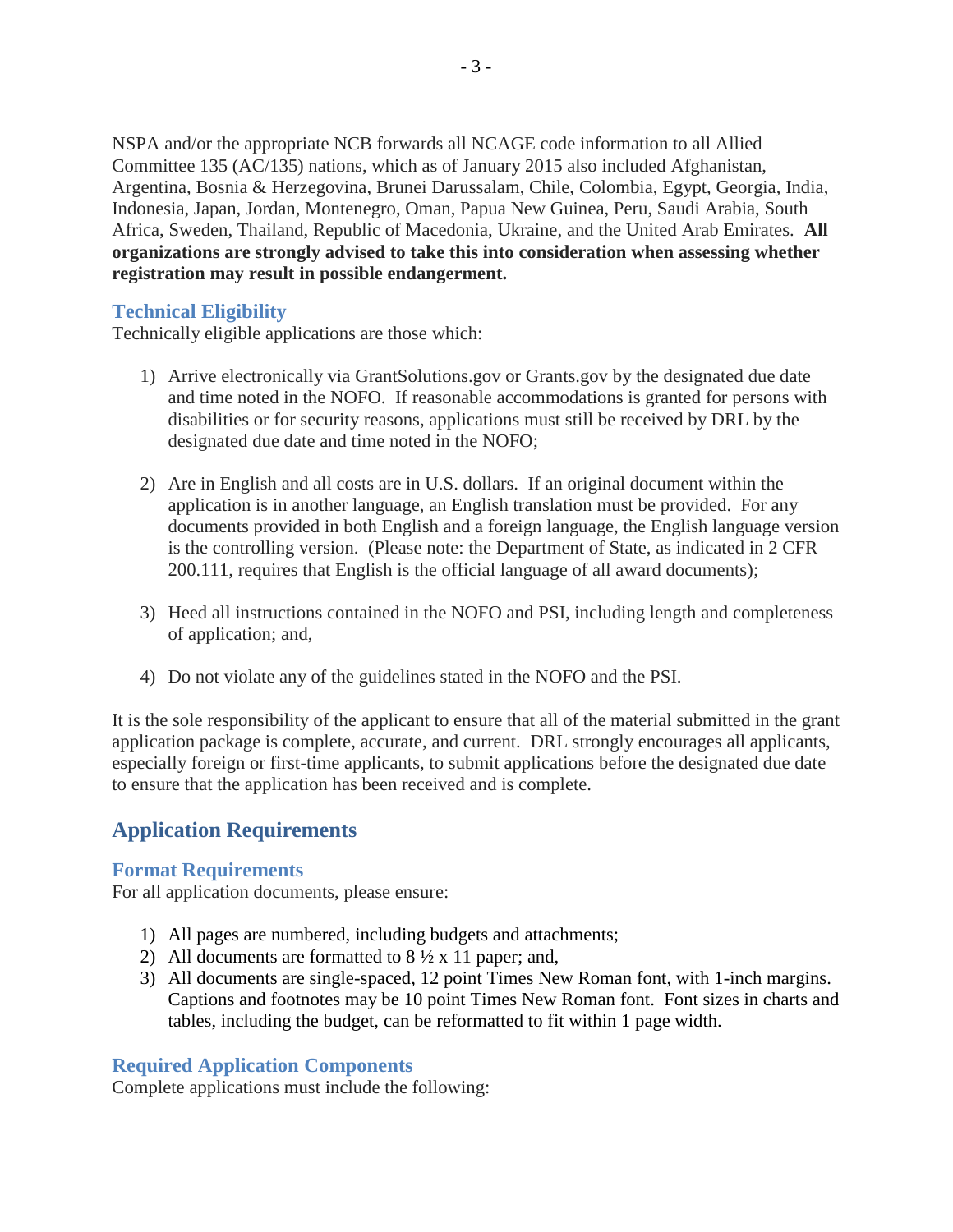NSPA and/or the appropriate NCB forwards all NCAGE code information to all Allied Committee 135 (AC/135) nations, which as of January 2015 also included Afghanistan, Argentina, Bosnia & Herzegovina, Brunei Darussalam, Chile, Colombia, Egypt, Georgia, India, Indonesia, Japan, Jordan, Montenegro, Oman, Papua New Guinea, Peru, Saudi Arabia, South Africa, Sweden, Thailand, Republic of Macedonia, Ukraine, and the United Arab Emirates. **All organizations are strongly advised to take this into consideration when assessing whether registration may result in possible endangerment.**

### Technical Eligibility

Technically eligible applications are those which:

1) Arrive electronically via GrantSolutions.gov or Grants.gov by the designated due date and time noted in the NOFO. If reasonable accommodations is granted for persons with disabilities or for security reasons, applications must still be received by DRL by the designated due date and time noted in the NOFO;

2) Are in English and all costs are in U.S. dollars. If an original document within the application is in another language, an English translation must be provided. For any documents provided in both English and a foreign language, the English language version is the controlling version. (Please note: the Department of State, as indicated in 2 CFR 200.111, requires that English is the official language of all award documents);

3) Heed all instructions contained in the NOFO and PSI, including length and completeness of application; and,

4) Do not violate any of the guidelines stated in the NOFO and the PSI.

It is the sole responsibility of the applicant to ensure that all of the material submitted in the grant application package is complete, accurate, and current. DRL strongly encourages all applicants, especially foreign or first-time applicants, to submit applications before the designated due date to ensure that the application has been received and is complete.

## Application Requirements

### Format Requirements

For all application documents, please ensure:

1) All pages are numbered, including budgets and attachments;
2) All documents are formatted to 8 ½ x 11 paper; and,
3) All documents are single-spaced, 12 point Times New Roman font, with 1-inch margins. Captions and footnotes may be 10 point Times New Roman font. Font sizes in charts and tables, including the budget, can be reformatted to fit within 1 page width.

### Required Application Components

Complete applications must include the following: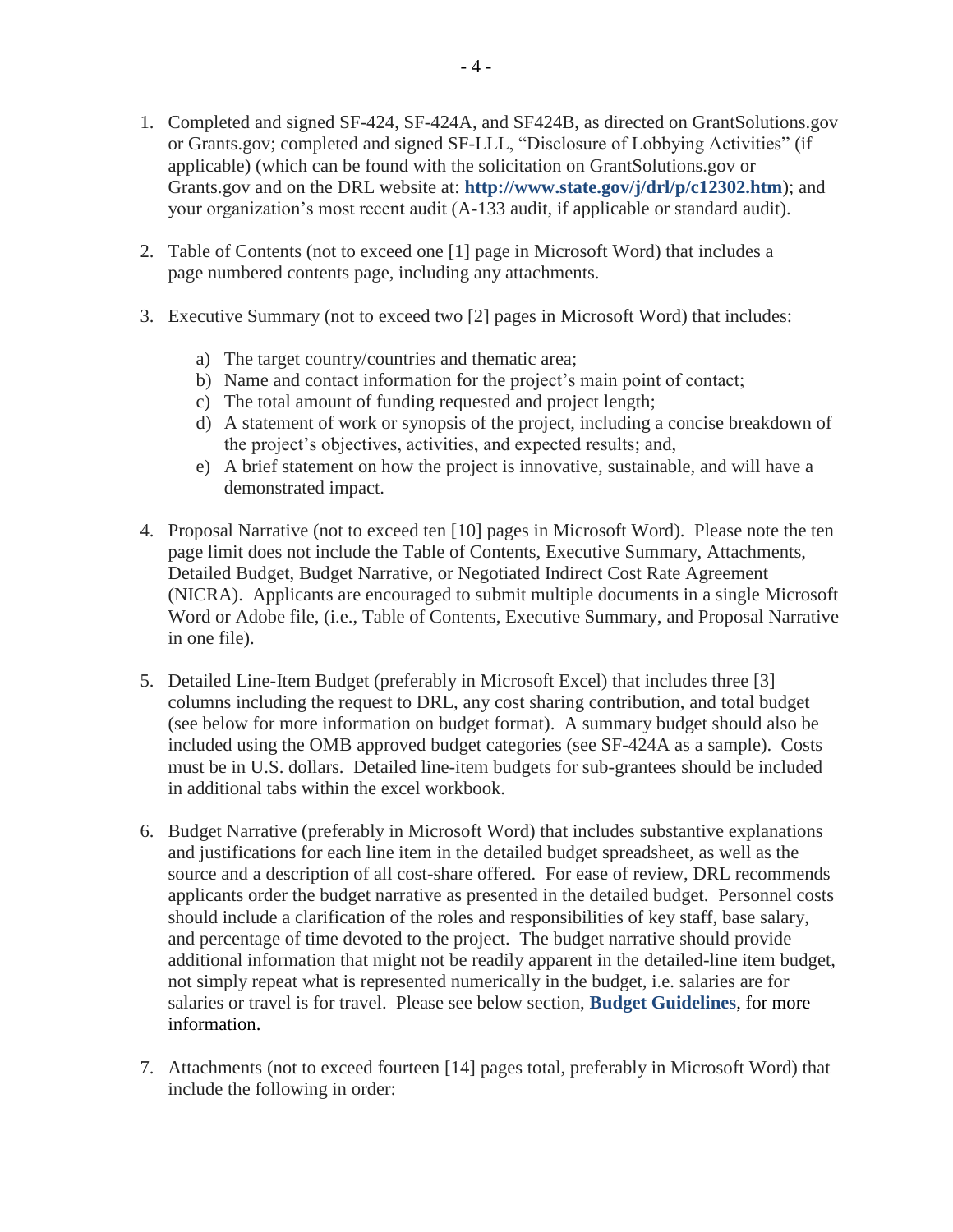1. Completed and signed SF-424, SF-424A, and SF424B, as directed on GrantSolutions.gov or Grants.gov; completed and signed SF-LLL, "Disclosure of Lobbying Activities" (if applicable) (which can be found with the solicitation on GrantSolutions.gov or Grants.gov and on the DRL website at: **http://www.state.gov/j/drl/p/c12302.htm**); and your organization's most recent audit (A-133 audit, if applicable or standard audit).

2. Table of Contents (not to exceed one [1] page in Microsoft Word) that includes a page numbered contents page, including any attachments.

3. Executive Summary (not to exceed two [2] pages in Microsoft Word) that includes:

   a) The target country/countries and thematic area;
   b) Name and contact information for the project's main point of contact;
   c) The total amount of funding requested and project length;
   d) A statement of work or synopsis of the project, including a concise breakdown of the project's objectives, activities, and expected results; and,
   e) A brief statement on how the project is innovative, sustainable, and will have a demonstrated impact.

4. Proposal Narrative (not to exceed ten [10] pages in Microsoft Word). Please note the ten page limit does not include the Table of Contents, Executive Summary, Attachments, Detailed Budget, Budget Narrative, or Negotiated Indirect Cost Rate Agreement (NICRA). Applicants are encouraged to submit multiple documents in a single Microsoft Word or Adobe file, (i.e., Table of Contents, Executive Summary, and Proposal Narrative in one file).

5. Detailed Line-Item Budget (preferably in Microsoft Excel) that includes three [3] columns including the request to DRL, any cost sharing contribution, and total budget (see below for more information on budget format). A summary budget should also be included using the OMB approved budget categories (see SF-424A as a sample). Costs must be in U.S. dollars. Detailed line-item budgets for sub-grantees should be included in additional tabs within the excel workbook.

6. Budget Narrative (preferably in Microsoft Word) that includes substantive explanations and justifications for each line item in the detailed budget spreadsheet, as well as the source and a description of all cost-share offered. For ease of review, DRL recommends applicants order the budget narrative as presented in the detailed budget. Personnel costs should include a clarification of the roles and responsibilities of key staff, base salary, and percentage of time devoted to the project. The budget narrative should provide additional information that might not be readily apparent in the detailed-line item budget, not simply repeat what is represented numerically in the budget, i.e. salaries are for salaries or travel is for travel. Please see below section, **Budget Guidelines**, for more information.

7. Attachments (not to exceed fourteen [14] pages total, preferably in Microsoft Word) that include the following in order: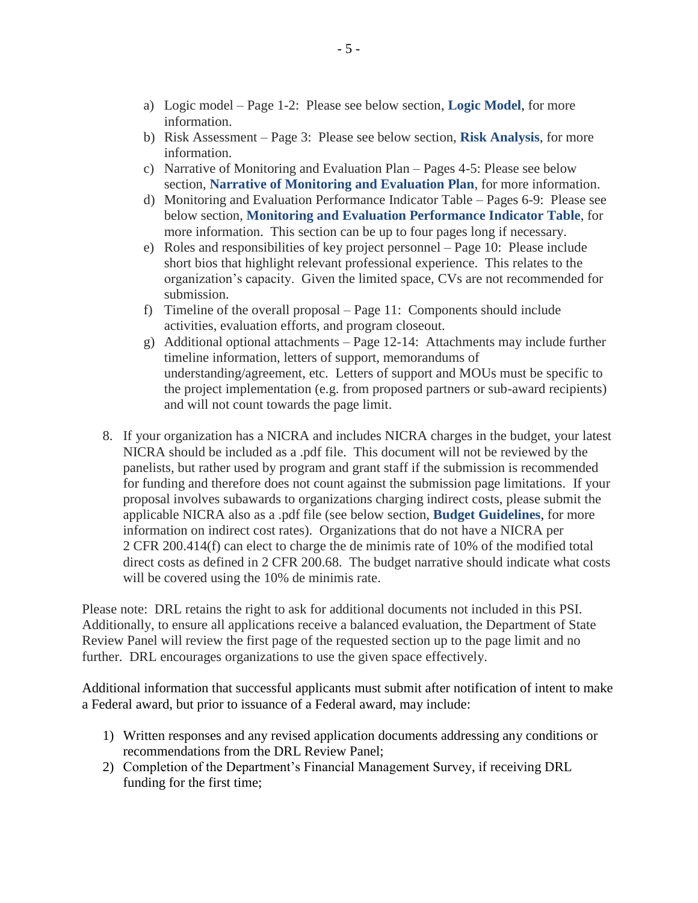a) Logic model – Page 1-2: Please see below section, **Logic Model**, for more information.
b) Risk Assessment – Page 3: Please see below section, **Risk Analysis**, for more information.
c) Narrative of Monitoring and Evaluation Plan – Pages 4-5: Please see below section, **Narrative of Monitoring and Evaluation Plan**, for more information.
d) Monitoring and Evaluation Performance Indicator Table – Pages 6-9: Please see below section, **Monitoring and Evaluation Performance Indicator Table**, for more information. This section can be up to four pages long if necessary.
e) Roles and responsibilities of key project personnel – Page 10: Please include short bios that highlight relevant professional experience. This relates to the organization's capacity. Given the limited space, CVs are not recommended for submission.
f) Timeline of the overall proposal – Page 11: Components should include activities, evaluation efforts, and program closeout.
g) Additional optional attachments – Page 12-14: Attachments may include further timeline information, letters of support, memorandums of understanding/agreement, etc. Letters of support and MOUs must be specific to the project implementation (e.g. from proposed partners or sub-award recipients) and will not count towards the page limit.

8. If your organization has a NICRA and includes NICRA charges in the budget, your latest NICRA should be included as a .pdf file. This document will not be reviewed by the panelists, but rather used by program and grant staff if the submission is recommended for funding and therefore does not count against the submission page limitations. If your proposal involves subawards to organizations charging indirect costs, please submit the applicable NICRA also as a .pdf file (see below section, **Budget Guidelines**, for more information on indirect cost rates). Organizations that do not have a NICRA per 2 CFR 200.414(f) can elect to charge the de minimis rate of 10% of the modified total direct costs as defined in 2 CFR 200.68. The budget narrative should indicate what costs will be covered using the 10% de minimis rate.

Please note: DRL retains the right to ask for additional documents not included in this PSI. Additionally, to ensure all applications receive a balanced evaluation, the Department of State Review Panel will review the first page of the requested section up to the page limit and no further. DRL encourages organizations to use the given space effectively.

Additional information that successful applicants must submit after notification of intent to make a Federal award, but prior to issuance of a Federal award, may include:

1) Written responses and any revised application documents addressing any conditions or recommendations from the DRL Review Panel;
2) Completion of the Department's Financial Management Survey, if receiving DRL funding for the first time;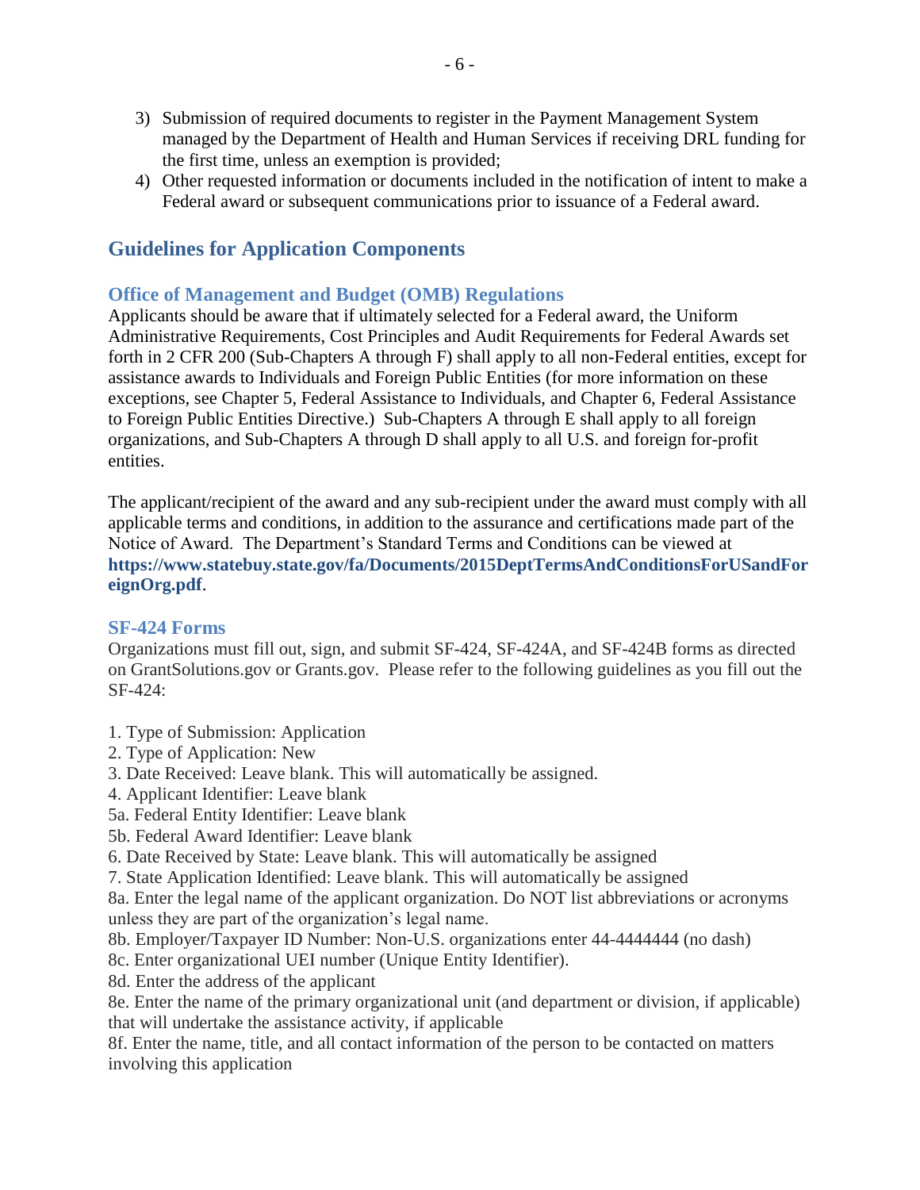3) Submission of required documents to register in the Payment Management System managed by the Department of Health and Human Services if receiving DRL funding for the first time, unless an exemption is provided;
4) Other requested information or documents included in the notification of intent to make a Federal award or subsequent communications prior to issuance of a Federal award.

## Guidelines for Application Components

### Office of Management and Budget (OMB) Regulations

Applicants should be aware that if ultimately selected for a Federal award, the Uniform Administrative Requirements, Cost Principles and Audit Requirements for Federal Awards set forth in 2 CFR 200 (Sub-Chapters A through F) shall apply to all non-Federal entities, except for assistance awards to Individuals and Foreign Public Entities (for more information on these exceptions, see Chapter 5, Federal Assistance to Individuals, and Chapter 6, Federal Assistance to Foreign Public Entities Directive.) Sub-Chapters A through E shall apply to all foreign organizations, and Sub-Chapters A through D shall apply to all U.S. and foreign for-profit entities.

The applicant/recipient of the award and any sub-recipient under the award must comply with all applicable terms and conditions, in addition to the assurance and certifications made part of the Notice of Award. The Department's Standard Terms and Conditions can be viewed at **https://www.statebuy.state.gov/fa/Documents/2015DeptTermsAndConditionsForUSandForeignOrg.pdf**.

### SF-424 Forms

Organizations must fill out, sign, and submit SF-424, SF-424A, and SF-424B forms as directed on GrantSolutions.gov or Grants.gov. Please refer to the following guidelines as you fill out the SF-424:

1. Type of Submission: Application
2. Type of Application: New
3. Date Received: Leave blank. This will automatically be assigned.
4. Applicant Identifier: Leave blank

5a. Federal Entity Identifier: Leave blank
5b. Federal Award Identifier: Leave blank
6. Date Received by State: Leave blank. This will automatically be assigned
7. State Application Identified: Leave blank. This will automatically be assigned
8a. Enter the legal name of the applicant organization. Do NOT list abbreviations or acronyms unless they are part of the organization's legal name.
8b. Employer/Taxpayer ID Number: Non-U.S. organizations enter 44-4444444 (no dash)
8c. Enter organizational UEI number (Unique Entity Identifier).
8d. Enter the address of the applicant
8e. Enter the name of the primary organizational unit (and department or division, if applicable) that will undertake the assistance activity, if applicable
8f. Enter the name, title, and all contact information of the person to be contacted on matters involving this application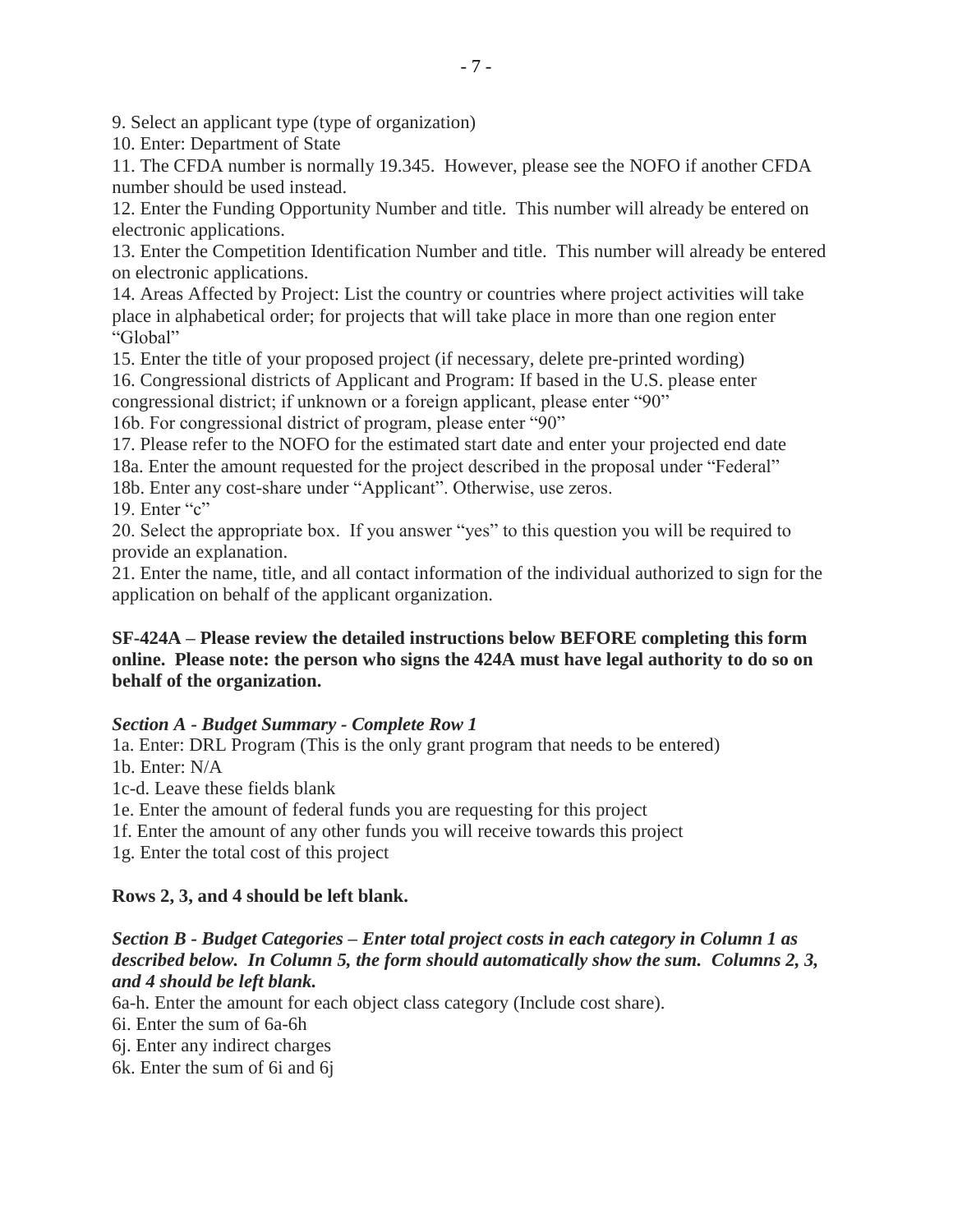9. Select an applicant type (type of organization)
10. Enter: Department of State
11. The CFDA number is normally 19.345. However, please see the NOFO if another CFDA number should be used instead.
12. Enter the Funding Opportunity Number and title. This number will already be entered on electronic applications.
13. Enter the Competition Identification Number and title. This number will already be entered on electronic applications.
14. Areas Affected by Project: List the country or countries where project activities will take place in alphabetical order; for projects that will take place in more than one region enter "Global"
15. Enter the title of your proposed project (if necessary, delete pre-printed wording)
16. Congressional districts of Applicant and Program: If based in the U.S. please enter congressional district; if unknown or a foreign applicant, please enter "90"
16b. For congressional district of program, please enter "90"
17. Please refer to the NOFO for the estimated start date and enter your projected end date
18a. Enter the amount requested for the project described in the proposal under "Federal"
18b. Enter any cost-share under "Applicant". Otherwise, use zeros.
19. Enter "c"
20. Select the appropriate box. If you answer "yes" to this question you will be required to provide an explanation.
21. Enter the name, title, and all contact information of the individual authorized to sign for the application on behalf of the applicant organization.

**SF-424A – Please review the detailed instructions below BEFORE completing this form online. Please note: the person who signs the 424A must have legal authority to do so on behalf of the organization.**

***Section A - Budget Summary - Complete Row 1***

1a. Enter: DRL Program (This is the only grant program that needs to be entered)
1b. Enter: N/A
1c-d. Leave these fields blank
1e. Enter the amount of federal funds you are requesting for this project
1f. Enter the amount of any other funds you will receive towards this project
1g. Enter the total cost of this project

**Rows 2, 3, and 4 should be left blank.**

***Section B - Budget Categories – Enter total project costs in each category in Column 1 as described below. In Column 5, the form should automatically show the sum. Columns 2, 3, and 4 should be left blank.***

6a-h. Enter the amount for each object class category (Include cost share).
6i. Enter the sum of 6a-6h
6j. Enter any indirect charges
6k. Enter the sum of 6i and 6j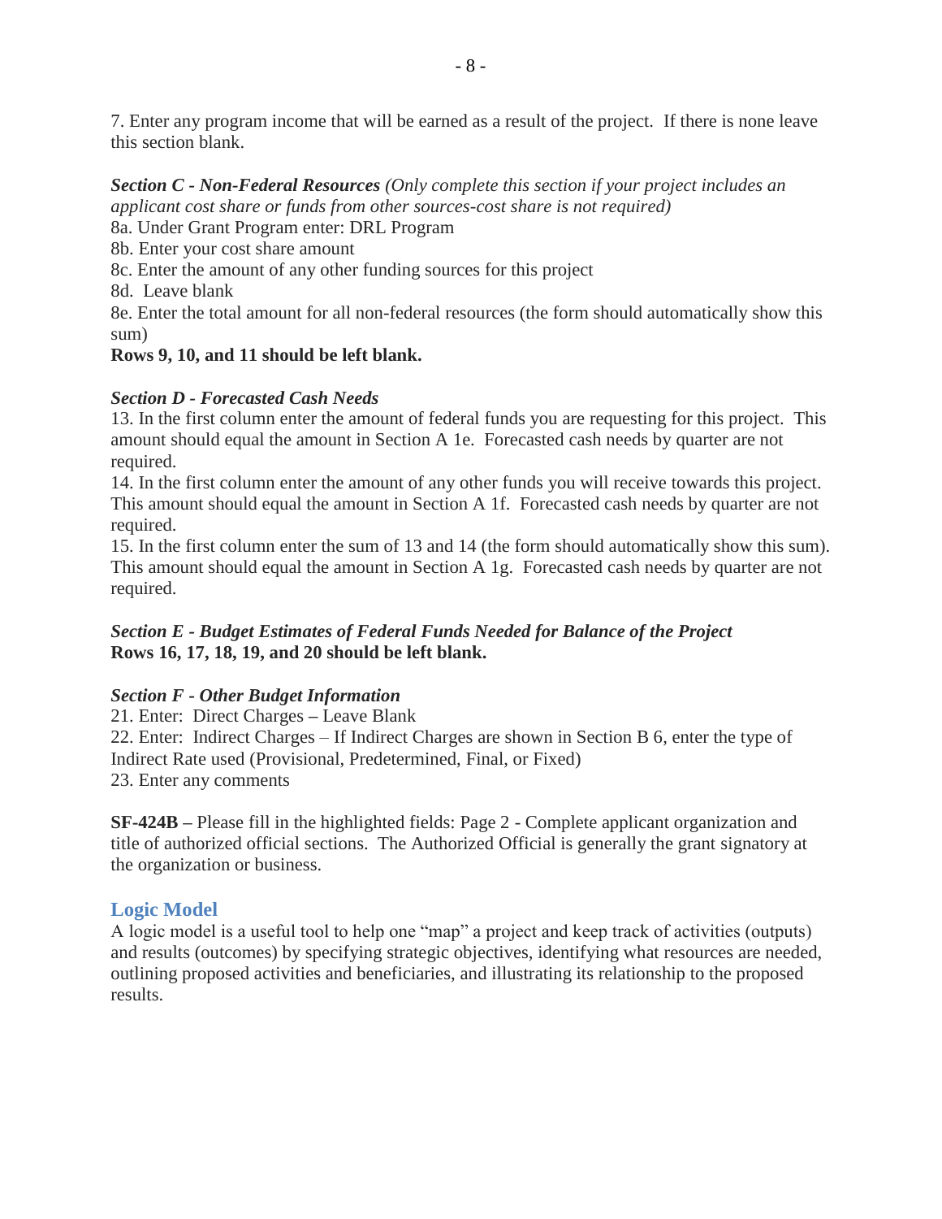7. Enter any program income that will be earned as a result of the project. If there is none leave this section blank.

***Section C - Non-Federal Resources*** *(Only complete this section if your project includes an applicant cost share or funds from other sources-cost share is not required)*
8a. Under Grant Program enter: DRL Program
8b. Enter your cost share amount
8c. Enter the amount of any other funding sources for this project
8d. Leave blank
8e. Enter the total amount for all non-federal resources (the form should automatically show this sum)
**Rows 9, 10, and 11 should be left blank.**

***Section D - Forecasted Cash Needs***
13. In the first column enter the amount of federal funds you are requesting for this project. This amount should equal the amount in Section A 1e. Forecasted cash needs by quarter are not required.
14. In the first column enter the amount of any other funds you will receive towards this project. This amount should equal the amount in Section A 1f. Forecasted cash needs by quarter are not required.
15. In the first column enter the sum of 13 and 14 (the form should automatically show this sum). This amount should equal the amount in Section A 1g. Forecasted cash needs by quarter are not required.

***Section E - Budget Estimates of Federal Funds Needed for Balance of the Project***
**Rows 16, 17, 18, 19, and 20 should be left blank.**

***Section F - Other Budget Information***
21. Enter: Direct Charges **–** Leave Blank
22. Enter: Indirect Charges – If Indirect Charges are shown in Section B 6, enter the type of Indirect Rate used (Provisional, Predetermined, Final, or Fixed)
23. Enter any comments

**SF-424B –** Please fill in the highlighted fields: Page 2 - Complete applicant organization and title of authorized official sections. The Authorized Official is generally the grant signatory at the organization or business.

## Logic Model

A logic model is a useful tool to help one "map" a project and keep track of activities (outputs) and results (outcomes) by specifying strategic objectives, identifying what resources are needed, outlining proposed activities and beneficiaries, and illustrating its relationship to the proposed results.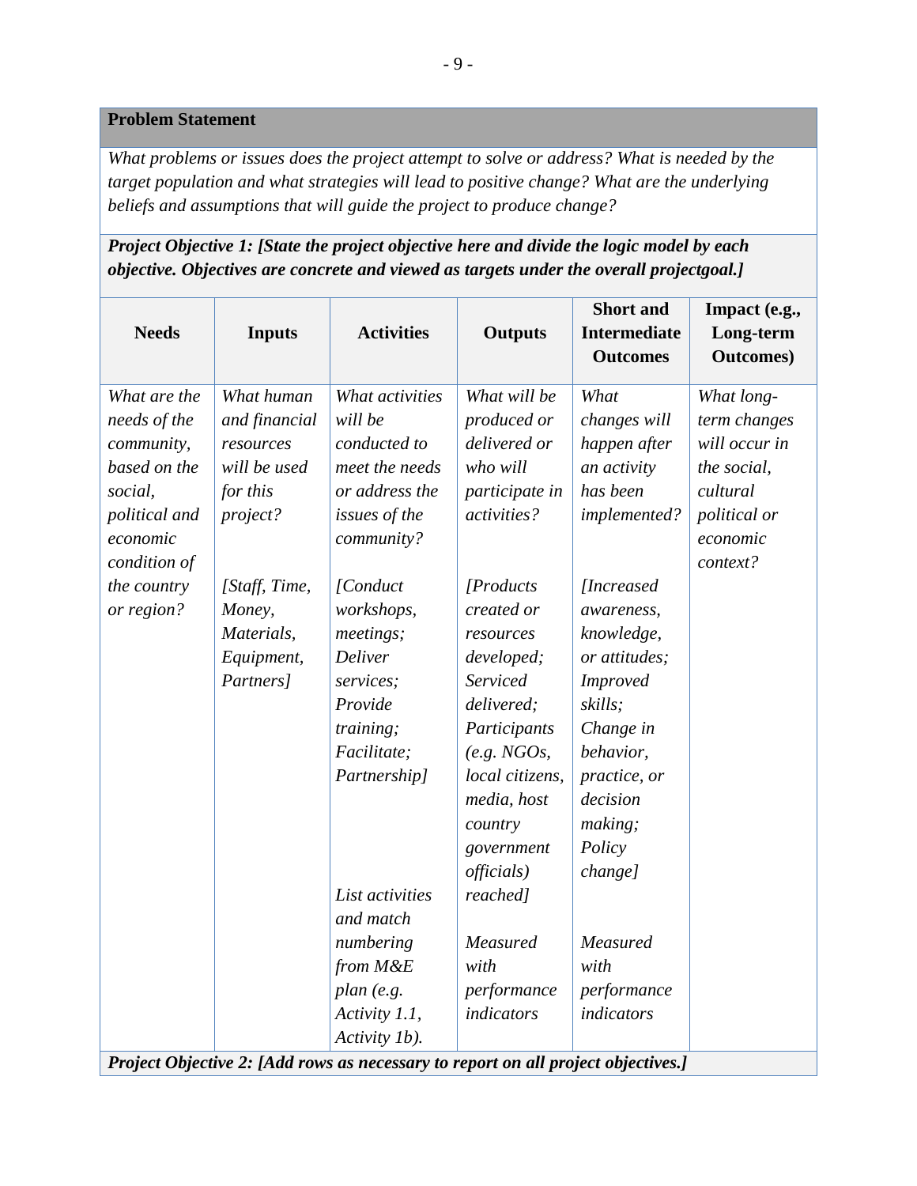**Problem Statement**

*What problems or issues does the project attempt to solve or address? What is needed by the target population and what strategies will lead to positive change? What are the underlying beliefs and assumptions that will guide the project to produce change?*

***Project Objective 1: [State the project objective here and divide the logic model by each objective. Objectives are concrete and viewed as targets under the overall projectgoal.]***

| Needs | Inputs | Activities | Outputs | Short and Intermediate Outcomes | Impact (e.g., Long-term Outcomes) |
|---|---|---|---|---|---|
| *What are the needs of the community, based on the social, political and economic condition of the country or region?* | *What human and financial resources will be used for this project?*<br><br>*[Staff, Time, Money, Materials, Equipment, Partners]* | *What activities will be conducted to meet the needs or address the issues of the community?*<br><br>*[Conduct workshops, meetings; Deliver services; Provide training; Facilitate; Partnership]*<br><br>*List activities and match numbering from M&E plan (e.g. Activity 1.1, Activity 1b).* | *What will be produced or delivered or who will participate in activities?*<br><br>*[Products created or resources developed; Serviced delivered; Participants (e.g. NGOs, local citizens, media, host country government officials) reached]*<br><br>*Measured with performance indicators* | *What changes will happen after an activity has been implemented?*<br><br>*[Increased awareness, knowledge, or attitudes; Improved skills; Change in behavior, practice, or decision making; Policy change]*<br><br>*Measured with performance indicators* | *What long-term changes will occur in the social, cultural political or economic context?* |

***Project Objective 2: [Add rows as necessary to report on all project objectives.]***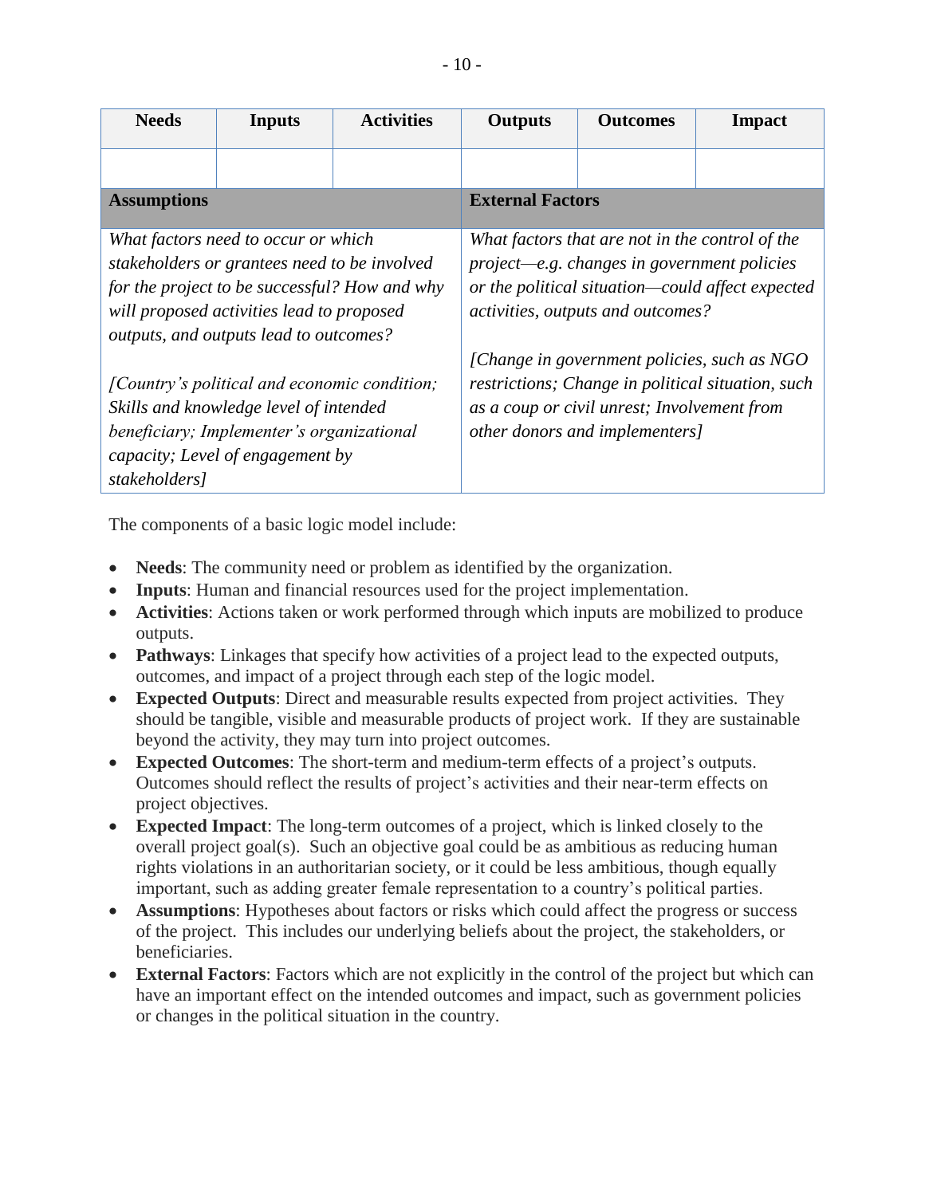| Needs | Inputs | Activities | Outputs | Outcomes | Impact |
|---|---|---|---|---|---|
| | | | | | |

| Assumptions | External Factors |
|---|---|
| *What factors need to occur or which stakeholders or grantees need to be involved for the project to be successful? How and why will proposed activities lead to proposed outputs, and outputs lead to outcomes?*<br><br>*[Country's political and economic condition; Skills and knowledge level of intended beneficiary; Implementer's organizational capacity; Level of engagement by stakeholders]* | *What factors that are not in the control of the project—e.g. changes in government policies or the political situation—could affect expected activities, outputs and outcomes?*<br><br>*[Change in government policies, such as NGO restrictions; Change in political situation, such as a coup or civil unrest; Involvement from other donors and implementers]* |

The components of a basic logic model include:

- **Needs**: The community need or problem as identified by the organization.
- **Inputs**: Human and financial resources used for the project implementation.
- **Activities**: Actions taken or work performed through which inputs are mobilized to produce outputs.
- **Pathways**: Linkages that specify how activities of a project lead to the expected outputs, outcomes, and impact of a project through each step of the logic model.
- **Expected Outputs**: Direct and measurable results expected from project activities. They should be tangible, visible and measurable products of project work. If they are sustainable beyond the activity, they may turn into project outcomes.
- **Expected Outcomes**: The short-term and medium-term effects of a project's outputs. Outcomes should reflect the results of project's activities and their near-term effects on project objectives.
- **Expected Impact**: The long-term outcomes of a project, which is linked closely to the overall project goal(s). Such an objective goal could be as ambitious as reducing human rights violations in an authoritarian society, or it could be less ambitious, though equally important, such as adding greater female representation to a country's political parties.
- **Assumptions**: Hypotheses about factors or risks which could affect the progress or success of the project. This includes our underlying beliefs about the project, the stakeholders, or beneficiaries.
- **External Factors**: Factors which are not explicitly in the control of the project but which can have an important effect on the intended outcomes and impact, such as government policies or changes in the political situation in the country.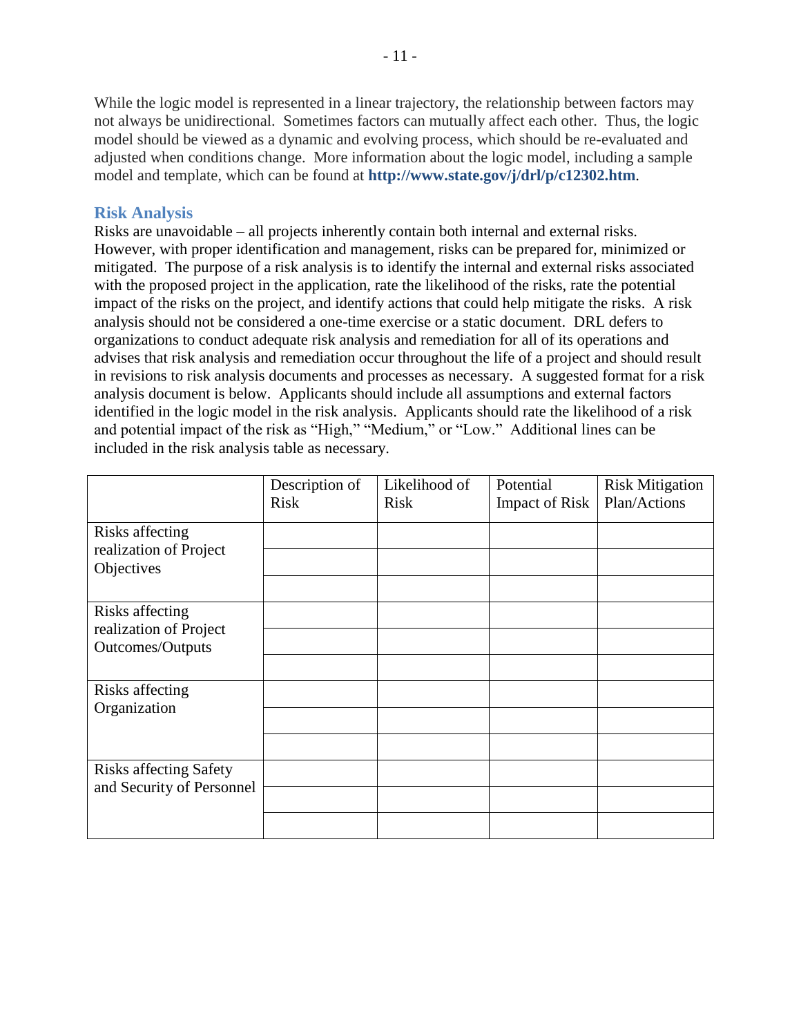While the logic model is represented in a linear trajectory, the relationship between factors may not always be unidirectional. Sometimes factors can mutually affect each other. Thus, the logic model should be viewed as a dynamic and evolving process, which should be re-evaluated and adjusted when conditions change. More information about the logic model, including a sample model and template, which can be found at **http://www.state.gov/j/drl/p/c12302.htm**.

## Risk Analysis

Risks are unavoidable – all projects inherently contain both internal and external risks. However, with proper identification and management, risks can be prepared for, minimized or mitigated. The purpose of a risk analysis is to identify the internal and external risks associated with the proposed project in the application, rate the likelihood of the risks, rate the potential impact of the risks on the project, and identify actions that could help mitigate the risks. A risk analysis should not be considered a one-time exercise or a static document. DRL defers to organizations to conduct adequate risk analysis and remediation for all of its operations and advises that risk analysis and remediation occur throughout the life of a project and should result in revisions to risk analysis documents and processes as necessary. A suggested format for a risk analysis document is below. Applicants should include all assumptions and external factors identified in the logic model in the risk analysis. Applicants should rate the likelihood of a risk and potential impact of the risk as "High," "Medium," or "Low." Additional lines can be included in the risk analysis table as necessary.

| | Description of Risk | Likelihood of Risk | Potential Impact of Risk | Risk Mitigation Plan/Actions |
|---|---|---|---|---|
| Risks affecting realization of Project Objectives | | | | |
| | | | | |
| | | | | |
| Risks affecting realization of Project Outcomes/Outputs | | | | |
| | | | | |
| | | | | |
| Risks affecting Organization | | | | |
| | | | | |
| | | | | |
| Risks affecting Safety and Security of Personnel | | | | |
| | | | | |
| | | | | |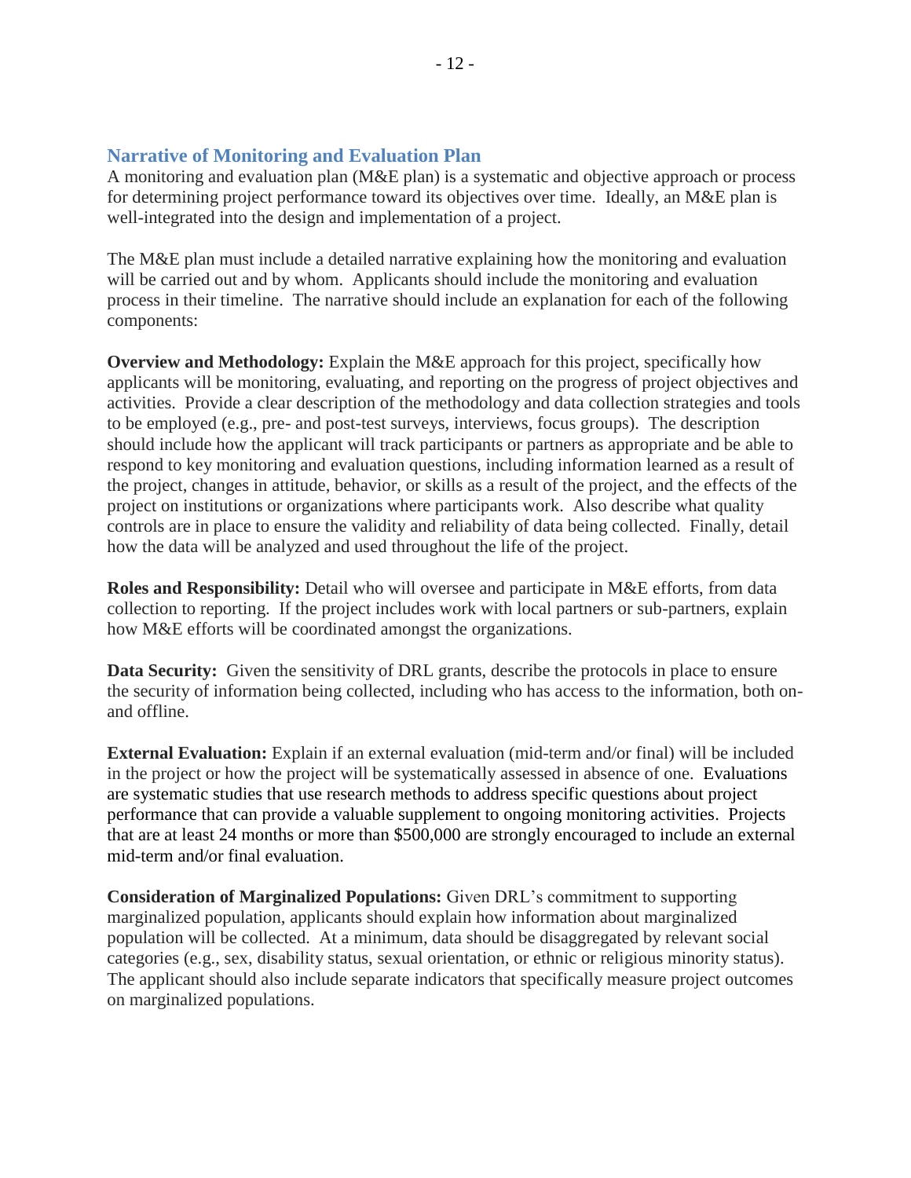## Narrative of Monitoring and Evaluation Plan

A monitoring and evaluation plan (M&E plan) is a systematic and objective approach or process for determining project performance toward its objectives over time. Ideally, an M&E plan is well-integrated into the design and implementation of a project.

The M&E plan must include a detailed narrative explaining how the monitoring and evaluation will be carried out and by whom. Applicants should include the monitoring and evaluation process in their timeline. The narrative should include an explanation for each of the following components:

**Overview and Methodology:** Explain the M&E approach for this project, specifically how applicants will be monitoring, evaluating, and reporting on the progress of project objectives and activities. Provide a clear description of the methodology and data collection strategies and tools to be employed (e.g., pre- and post-test surveys, interviews, focus groups). The description should include how the applicant will track participants or partners as appropriate and be able to respond to key monitoring and evaluation questions, including information learned as a result of the project, changes in attitude, behavior, or skills as a result of the project, and the effects of the project on institutions or organizations where participants work. Also describe what quality controls are in place to ensure the validity and reliability of data being collected. Finally, detail how the data will be analyzed and used throughout the life of the project.

**Roles and Responsibility:** Detail who will oversee and participate in M&E efforts, from data collection to reporting. If the project includes work with local partners or sub-partners, explain how M&E efforts will be coordinated amongst the organizations.

**Data Security:** Given the sensitivity of DRL grants, describe the protocols in place to ensure the security of information being collected, including who has access to the information, both on- and offline.

**External Evaluation:** Explain if an external evaluation (mid-term and/or final) will be included in the project or how the project will be systematically assessed in absence of one. Evaluations are systematic studies that use research methods to address specific questions about project performance that can provide a valuable supplement to ongoing monitoring activities. Projects that are at least 24 months or more than $500,000 are strongly encouraged to include an external mid-term and/or final evaluation.

**Consideration of Marginalized Populations:** Given DRL's commitment to supporting marginalized population, applicants should explain how information about marginalized population will be collected. At a minimum, data should be disaggregated by relevant social categories (e.g., sex, disability status, sexual orientation, or ethnic or religious minority status). The applicant should also include separate indicators that specifically measure project outcomes on marginalized populations.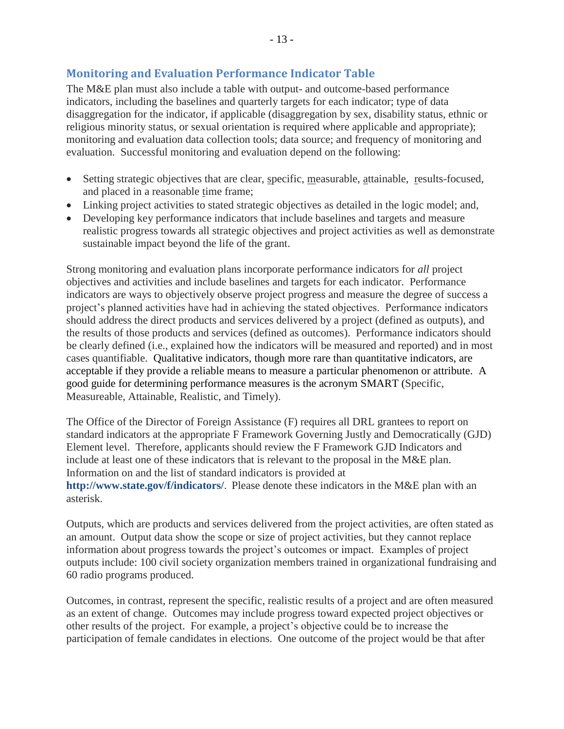## Monitoring and Evaluation Performance Indicator Table

The M&E plan must also include a table with output- and outcome-based performance indicators, including the baselines and quarterly targets for each indicator; type of data disaggregation for the indicator, if applicable (disaggregation by sex, disability status, ethnic or religious minority status, or sexual orientation is required where applicable and appropriate); monitoring and evaluation data collection tools; data source; and frequency of monitoring and evaluation. Successful monitoring and evaluation depend on the following:

- Setting strategic objectives that are clear, specific, measurable, attainable, results-focused, and placed in a reasonable time frame;
- Linking project activities to stated strategic objectives as detailed in the logic model; and,
- Developing key performance indicators that include baselines and targets and measure realistic progress towards all strategic objectives and project activities as well as demonstrate sustainable impact beyond the life of the grant.

Strong monitoring and evaluation plans incorporate performance indicators for *all* project objectives and activities and include baselines and targets for each indicator. Performance indicators are ways to objectively observe project progress and measure the degree of success a project's planned activities have had in achieving the stated objectives. Performance indicators should address the direct products and services delivered by a project (defined as outputs), and the results of those products and services (defined as outcomes). Performance indicators should be clearly defined (i.e., explained how the indicators will be measured and reported) and in most cases quantifiable. Qualitative indicators, though more rare than quantitative indicators, are acceptable if they provide a reliable means to measure a particular phenomenon or attribute. A good guide for determining performance measures is the acronym SMART (Specific, Measureable, Attainable, Realistic, and Timely).

The Office of the Director of Foreign Assistance (F) requires all DRL grantees to report on standard indicators at the appropriate F Framework Governing Justly and Democratically (GJD) Element level. Therefore, applicants should review the F Framework GJD Indicators and include at least one of these indicators that is relevant to the proposal in the M&E plan. Information on and the list of standard indicators is provided at **http://www.state.gov/f/indicators/**. Please denote these indicators in the M&E plan with an asterisk.

Outputs, which are products and services delivered from the project activities, are often stated as an amount. Output data show the scope or size of project activities, but they cannot replace information about progress towards the project's outcomes or impact. Examples of project outputs include: 100 civil society organization members trained in organizational fundraising and 60 radio programs produced.

Outcomes, in contrast, represent the specific, realistic results of a project and are often measured as an extent of change. Outcomes may include progress toward expected project objectives or other results of the project. For example, a project's objective could be to increase the participation of female candidates in elections. One outcome of the project would be that after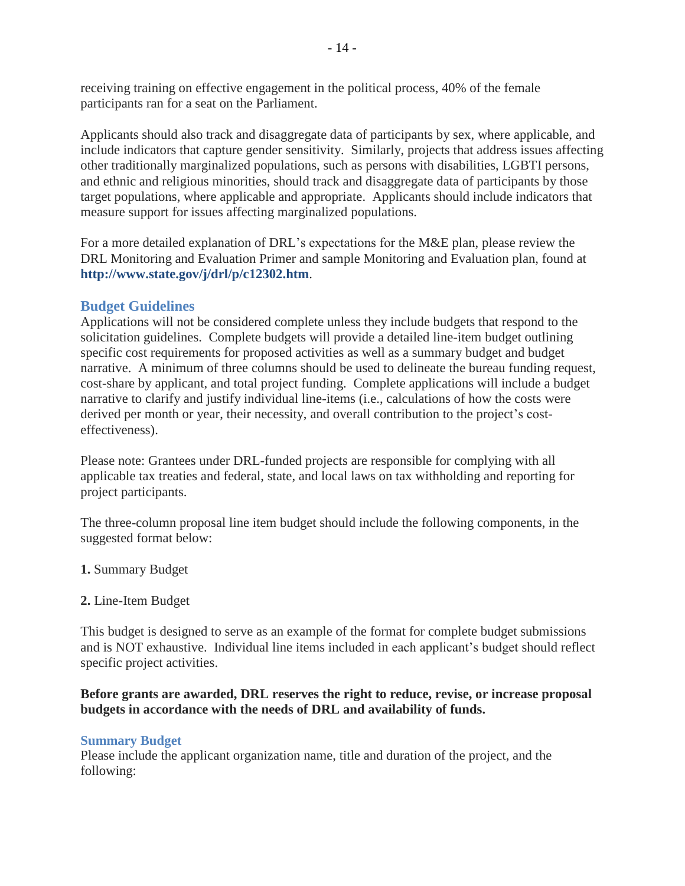receiving training on effective engagement in the political process, 40% of the female participants ran for a seat on the Parliament.

Applicants should also track and disaggregate data of participants by sex, where applicable, and include indicators that capture gender sensitivity. Similarly, projects that address issues affecting other traditionally marginalized populations, such as persons with disabilities, LGBTI persons, and ethnic and religious minorities, should track and disaggregate data of participants by those target populations, where applicable and appropriate. Applicants should include indicators that measure support for issues affecting marginalized populations.

For a more detailed explanation of DRL's expectations for the M&E plan, please review the DRL Monitoring and Evaluation Primer and sample Monitoring and Evaluation plan, found at **http://www.state.gov/j/drl/p/c12302.htm**.

## Budget Guidelines

Applications will not be considered complete unless they include budgets that respond to the solicitation guidelines. Complete budgets will provide a detailed line-item budget outlining specific cost requirements for proposed activities as well as a summary budget and budget narrative. A minimum of three columns should be used to delineate the bureau funding request, cost-share by applicant, and total project funding. Complete applications will include a budget narrative to clarify and justify individual line-items (i.e., calculations of how the costs were derived per month or year, their necessity, and overall contribution to the project's cost-effectiveness).

Please note: Grantees under DRL-funded projects are responsible for complying with all applicable tax treaties and federal, state, and local laws on tax withholding and reporting for project participants.

The three-column proposal line item budget should include the following components, in the suggested format below:

**1.** Summary Budget

**2.** Line-Item Budget

This budget is designed to serve as an example of the format for complete budget submissions and is NOT exhaustive. Individual line items included in each applicant's budget should reflect specific project activities.

**Before grants are awarded, DRL reserves the right to reduce, revise, or increase proposal budgets in accordance with the needs of DRL and availability of funds.**

### Summary Budget

Please include the applicant organization name, title and duration of the project, and the following: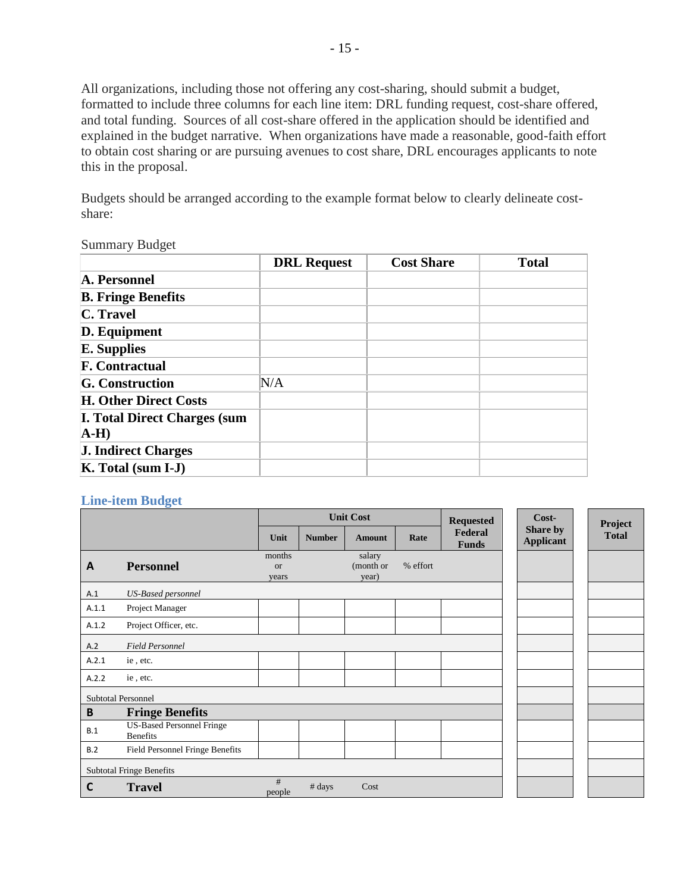All organizations, including those not offering any cost-sharing, should submit a budget, formatted to include three columns for each line item: DRL funding request, cost-share offered, and total funding. Sources of all cost-share offered in the application should be identified and explained in the budget narrative. When organizations have made a reasonable, good-faith effort to obtain cost sharing or are pursuing avenues to cost share, DRL encourages applicants to note this in the proposal.

Budgets should be arranged according to the example format below to clearly delineate cost-share:

Summary Budget

| | DRL Request | Cost Share | Total |
|---|---|---|---|
| **A. Personnel** | | | |
| **B. Fringe Benefits** | | | |
| **C. Travel** | | | |
| **D. Equipment** | | | |
| **E. Supplies** | | | |
| **F. Contractual** | | | |
| **G. Construction** | N/A | | |
| **H. Other Direct Costs** | | | |
| **I. Total Direct Charges (sum A-H)** | | | |
| **J. Indirect Charges** | | | |
| **K. Total (sum I-J)** | | | |

## Line-item Budget

| | | Unit Cost | | | | Requested Federal Funds | Cost-Share by Applicant | Project Total |
|---|---|---|---|---|---|---|---|---|
| | | Unit | Number | Amount | Rate | | | |
| **A** | **Personnel** | months or years | | salary (month or year) | % effort | | | |
| A.1 | *US-Based personnel* | | | | | | | |
| A.1.1 | Project Manager | | | | | | | |
| A.1.2 | Project Officer, etc. | | | | | | | |
| A.2 | *Field Personnel* | | | | | | | |
| A.2.1 | ie , etc. | | | | | | | |
| A.2.2 | ie , etc. | | | | | | | |
| Subtotal Personnel | | | | | | | | |
| **B** | **Fringe Benefits** | | | | | | | |
| B.1 | US-Based Personnel Fringe Benefits | | | | | | | |
| B.2 | Field Personnel Fringe Benefits | | | | | | | |
| Subtotal Fringe Benefits | | | | | | | | |
| **C** | **Travel** | # people | # days | Cost | | | | |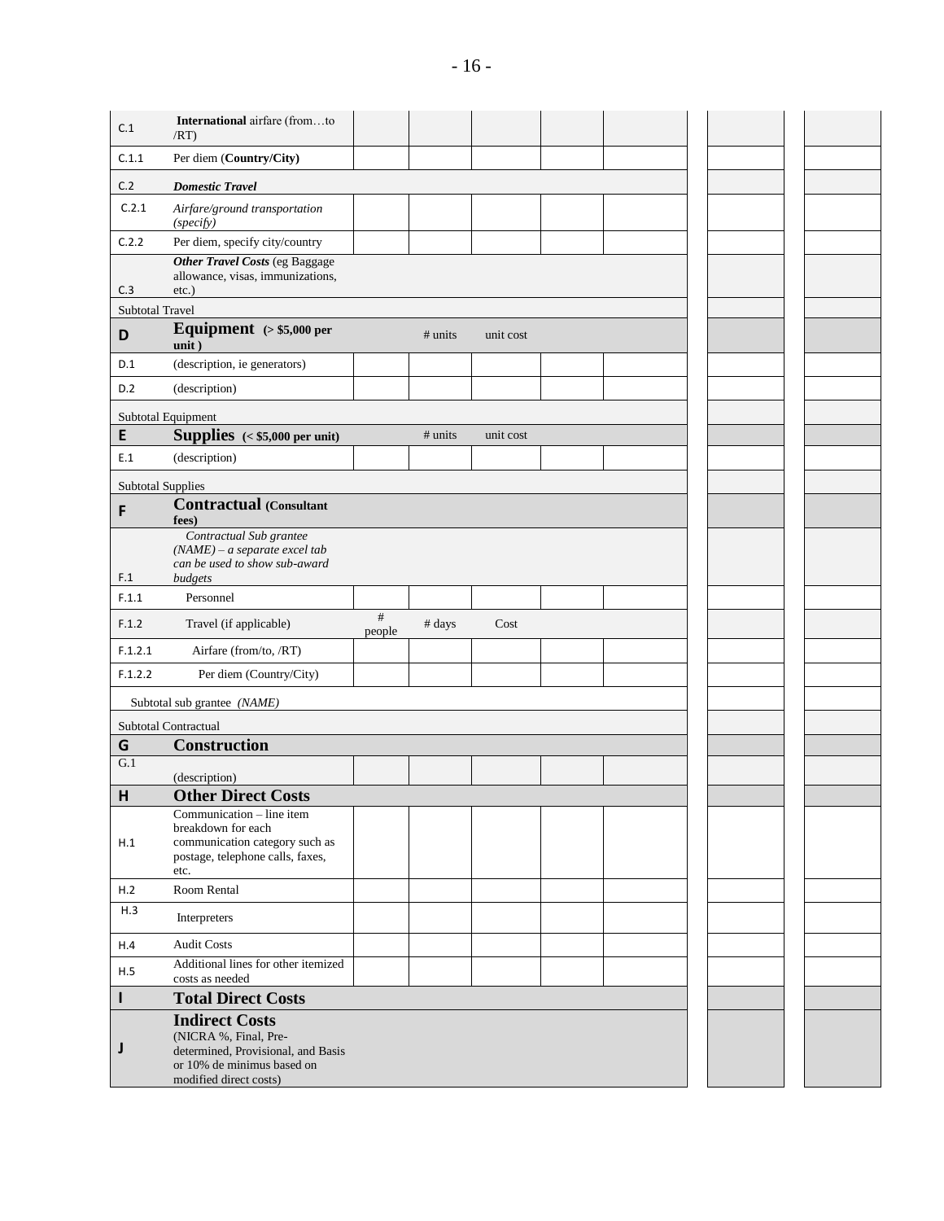| | | | | | | | | |
|---|---|---|---|---|---|---|---|---|
| C.1 | **International** airfare (from…to /RT) | | | | | | | |
| C.1.1 | Per diem (**Country/City)** | | | | | | | |
| C.2 | ***Domestic Travel*** | | | | | | | |
| C.2.1 | *Airfare/ground transportation (specify)* | | | | | | | |
| C.2.2 | Per diem, specify city/country | | | | | | | |
| C.3 | ***Other Travel Costs*** (eg Baggage allowance, visas, immunizations, etc.) | | | | | | | |
| Subtotal Travel | | | | | | | | |
| **D** | **Equipment (> $5,000 per unit )** | | # units | unit cost | | | | |
| D.1 | (description, ie generators) | | | | | | | |
| D.2 | (description) | | | | | | | |
| Subtotal Equipment | | | | | | | | |
| **E** | **Supplies (< $5,000 per unit)** | | # units | unit cost | | | | |
| E.1 | (description) | | | | | | | |
| Subtotal Supplies | | | | | | | | |
| **F** | **Contractual (Consultant fees)** | | | | | | | |
| F.1 | *Contractual Sub grantee (NAME) – a separate excel tab can be used to show sub-award budgets* | | | | | | | |
| F.1.1 | Personnel | | | | | | | |
| F.1.2 | Travel (if applicable) | # people | # days | Cost | | | | |
| F.1.2.1 | Airfare (from/to, /RT) | | | | | | | |
| F.1.2.2 | Per diem (Country/City) | | | | | | | |
| Subtotal sub grantee *(NAME)* | | | | | | | | |
| Subtotal Contractual | | | | | | | | |
| **G** | **Construction** | | | | | | | |
| G.1 | (description) | | | | | | | |
| **H** | **Other Direct Costs** | | | | | | | |
| H.1 | Communication – line item breakdown for each communication category such as postage, telephone calls, faxes, etc. | | | | | | | |
| H.2 | Room Rental | | | | | | | |
| H.3 | Interpreters | | | | | | | |
| H.4 | Audit Costs | | | | | | | |
| H.5 | Additional lines for other itemized costs as needed | | | | | | | |
| **I** | **Total Direct Costs** | | | | | | | |
| **J** | **Indirect Costs** (NICRA %, Final, Pre-determined, Provisional, and Basis or 10% de minimus based on modified direct costs) | | | | | | | |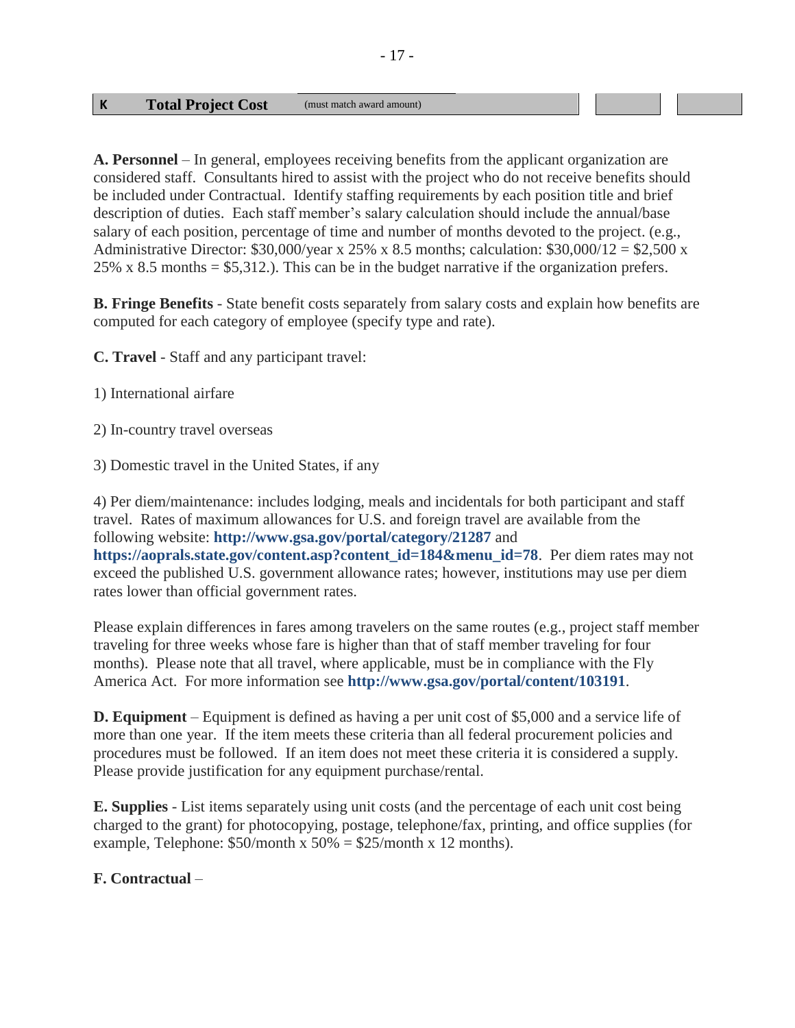| K | Total Project Cost | (must match award amount) | | |
|---|---|---|---|---|

**A. Personnel** – In general, employees receiving benefits from the applicant organization are considered staff. Consultants hired to assist with the project who do not receive benefits should be included under Contractual. Identify staffing requirements by each position title and brief description of duties. Each staff member's salary calculation should include the annual/base salary of each position, percentage of time and number of months devoted to the project. (e.g., Administrative Director: $30,000/year x 25% x 8.5 months; calculation: $30,000/12 = $2,500 x 25% x 8.5 months = $5,312.). This can be in the budget narrative if the organization prefers.

**B. Fringe Benefits** - State benefit costs separately from salary costs and explain how benefits are computed for each category of employee (specify type and rate).

**C. Travel** - Staff and any participant travel:

1) International airfare

2) In-country travel overseas

3) Domestic travel in the United States, if any

4) Per diem/maintenance: includes lodging, meals and incidentals for both participant and staff travel. Rates of maximum allowances for U.S. and foreign travel are available from the following website: **http://www.gsa.gov/portal/category/21287** and **https://aoprals.state.gov/content.asp?content_id=184&menu_id=78**. Per diem rates may not exceed the published U.S. government allowance rates; however, institutions may use per diem rates lower than official government rates.

Please explain differences in fares among travelers on the same routes (e.g., project staff member traveling for three weeks whose fare is higher than that of staff member traveling for four months). Please note that all travel, where applicable, must be in compliance with the Fly America Act. For more information see **http://www.gsa.gov/portal/content/103191**.

**D. Equipment** – Equipment is defined as having a per unit cost of $5,000 and a service life of more than one year. If the item meets these criteria than all federal procurement policies and procedures must be followed. If an item does not meet these criteria it is considered a supply. Please provide justification for any equipment purchase/rental.

**E. Supplies** - List items separately using unit costs (and the percentage of each unit cost being charged to the grant) for photocopying, postage, telephone/fax, printing, and office supplies (for example, Telephone: $50/month x 50% = $25/month x 12 months).

**F. Contractual** –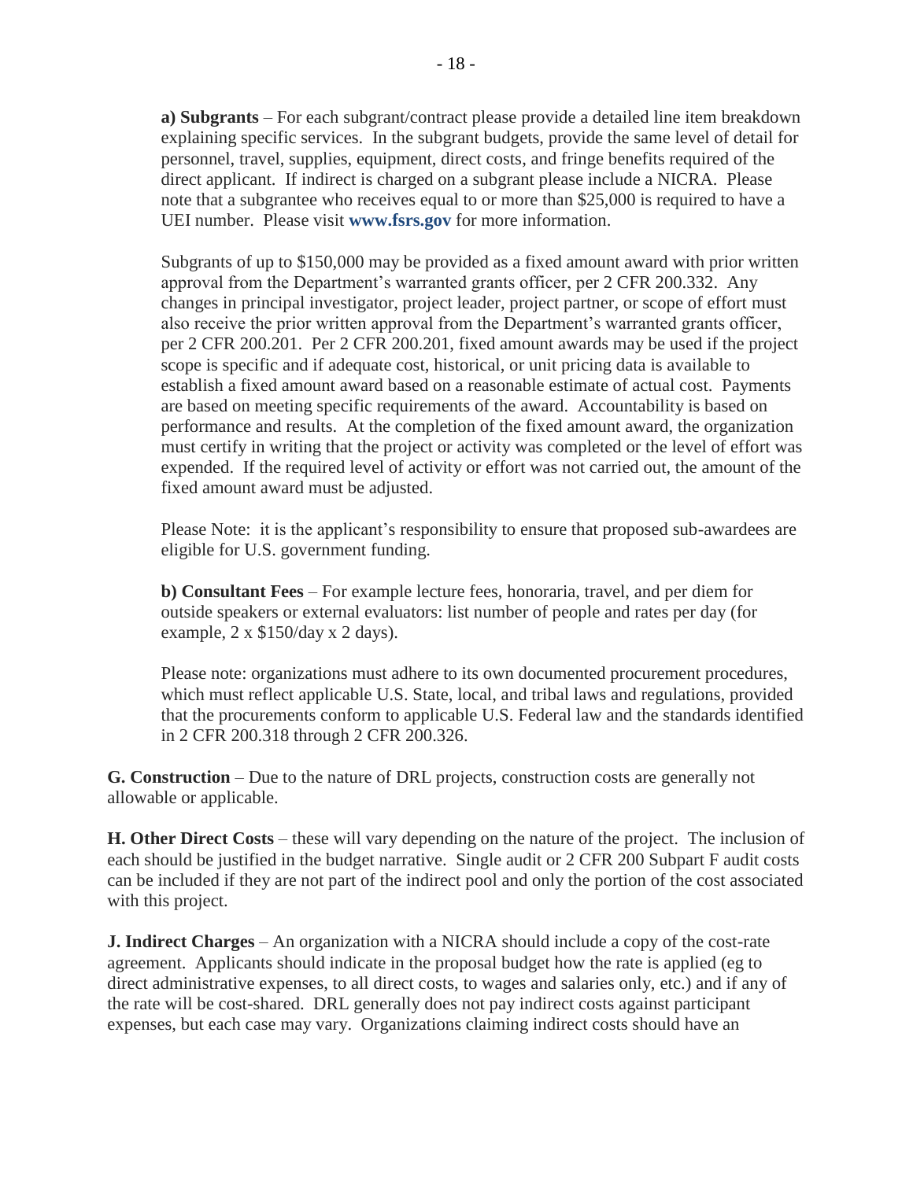**a) Subgrants** – For each subgrant/contract please provide a detailed line item breakdown explaining specific services. In the subgrant budgets, provide the same level of detail for personnel, travel, supplies, equipment, direct costs, and fringe benefits required of the direct applicant. If indirect is charged on a subgrant please include a NICRA. Please note that a subgrantee who receives equal to or more than $25,000 is required to have a UEI number. Please visit **www.fsrs.gov** for more information.

Subgrants of up to $150,000 may be provided as a fixed amount award with prior written approval from the Department's warranted grants officer, per 2 CFR 200.332. Any changes in principal investigator, project leader, project partner, or scope of effort must also receive the prior written approval from the Department's warranted grants officer, per 2 CFR 200.201. Per 2 CFR 200.201, fixed amount awards may be used if the project scope is specific and if adequate cost, historical, or unit pricing data is available to establish a fixed amount award based on a reasonable estimate of actual cost. Payments are based on meeting specific requirements of the award. Accountability is based on performance and results. At the completion of the fixed amount award, the organization must certify in writing that the project or activity was completed or the level of effort was expended. If the required level of activity or effort was not carried out, the amount of the fixed amount award must be adjusted.

Please Note: it is the applicant's responsibility to ensure that proposed sub-awardees are eligible for U.S. government funding.

**b) Consultant Fees** – For example lecture fees, honoraria, travel, and per diem for outside speakers or external evaluators: list number of people and rates per day (for example, 2 x $150/day x 2 days).

Please note: organizations must adhere to its own documented procurement procedures, which must reflect applicable U.S. State, local, and tribal laws and regulations, provided that the procurements conform to applicable U.S. Federal law and the standards identified in 2 CFR 200.318 through 2 CFR 200.326.

**G. Construction** – Due to the nature of DRL projects, construction costs are generally not allowable or applicable.

**H. Other Direct Costs** – these will vary depending on the nature of the project. The inclusion of each should be justified in the budget narrative. Single audit or 2 CFR 200 Subpart F audit costs can be included if they are not part of the indirect pool and only the portion of the cost associated with this project.

**J. Indirect Charges** – An organization with a NICRA should include a copy of the cost-rate agreement. Applicants should indicate in the proposal budget how the rate is applied (eg to direct administrative expenses, to all direct costs, to wages and salaries only, etc.) and if any of the rate will be cost-shared. DRL generally does not pay indirect costs against participant expenses, but each case may vary. Organizations claiming indirect costs should have an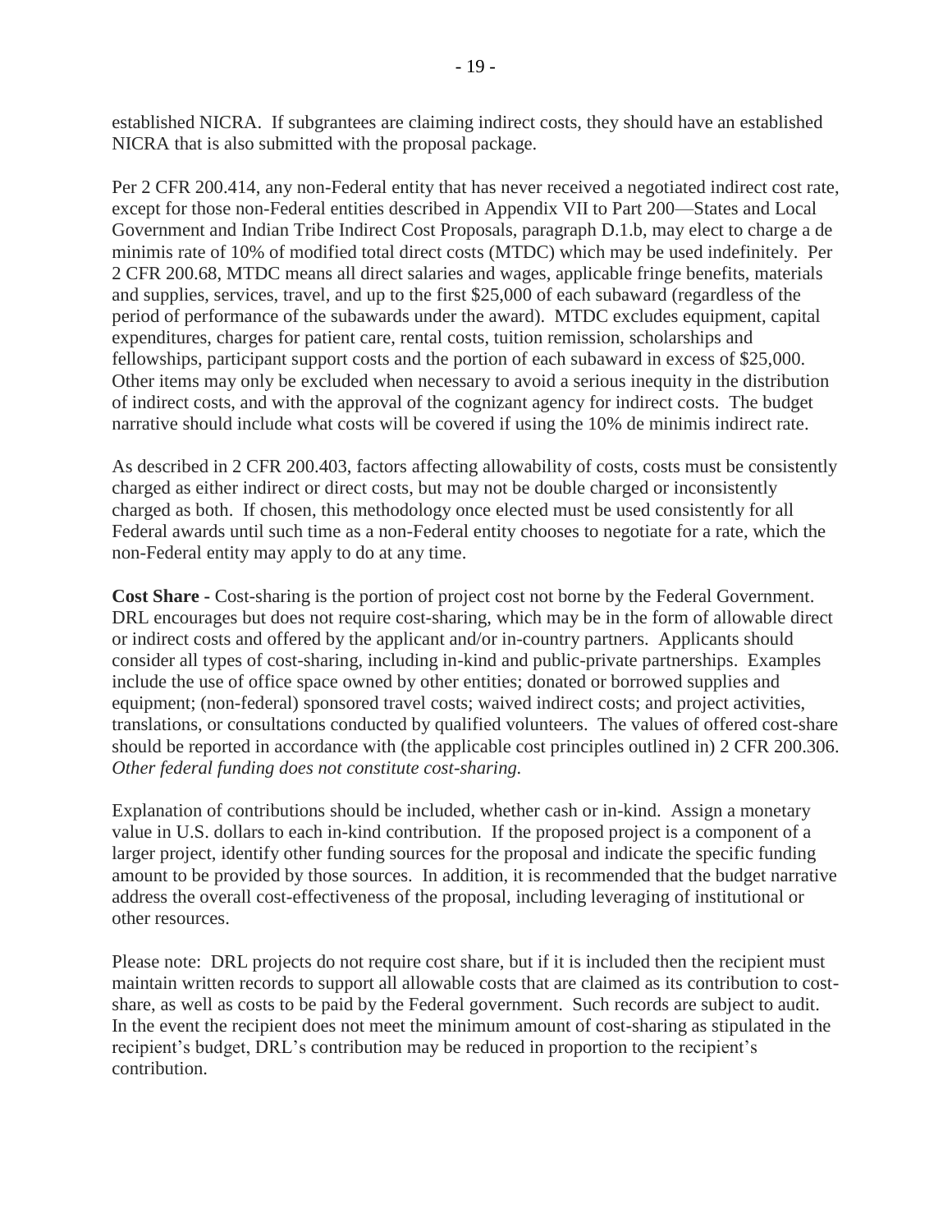established NICRA. If subgrantees are claiming indirect costs, they should have an established NICRA that is also submitted with the proposal package.

Per 2 CFR 200.414, any non-Federal entity that has never received a negotiated indirect cost rate, except for those non-Federal entities described in Appendix VII to Part 200—States and Local Government and Indian Tribe Indirect Cost Proposals, paragraph D.1.b, may elect to charge a de minimis rate of 10% of modified total direct costs (MTDC) which may be used indefinitely. Per 2 CFR 200.68, MTDC means all direct salaries and wages, applicable fringe benefits, materials and supplies, services, travel, and up to the first $25,000 of each subaward (regardless of the period of performance of the subawards under the award). MTDC excludes equipment, capital expenditures, charges for patient care, rental costs, tuition remission, scholarships and fellowships, participant support costs and the portion of each subaward in excess of $25,000. Other items may only be excluded when necessary to avoid a serious inequity in the distribution of indirect costs, and with the approval of the cognizant agency for indirect costs. The budget narrative should include what costs will be covered if using the 10% de minimis indirect rate.

As described in 2 CFR 200.403, factors affecting allowability of costs, costs must be consistently charged as either indirect or direct costs, but may not be double charged or inconsistently charged as both. If chosen, this methodology once elected must be used consistently for all Federal awards until such time as a non-Federal entity chooses to negotiate for a rate, which the non-Federal entity may apply to do at any time.

**Cost Share -** Cost-sharing is the portion of project cost not borne by the Federal Government. DRL encourages but does not require cost-sharing, which may be in the form of allowable direct or indirect costs and offered by the applicant and/or in-country partners. Applicants should consider all types of cost-sharing, including in-kind and public-private partnerships. Examples include the use of office space owned by other entities; donated or borrowed supplies and equipment; (non-federal) sponsored travel costs; waived indirect costs; and project activities, translations, or consultations conducted by qualified volunteers. The values of offered cost-share should be reported in accordance with (the applicable cost principles outlined in) 2 CFR 200.306. *Other federal funding does not constitute cost-sharing.*

Explanation of contributions should be included, whether cash or in-kind. Assign a monetary value in U.S. dollars to each in-kind contribution. If the proposed project is a component of a larger project, identify other funding sources for the proposal and indicate the specific funding amount to be provided by those sources. In addition, it is recommended that the budget narrative address the overall cost-effectiveness of the proposal, including leveraging of institutional or other resources.

Please note: DRL projects do not require cost share, but if it is included then the recipient must maintain written records to support all allowable costs that are claimed as its contribution to cost-share, as well as costs to be paid by the Federal government. Such records are subject to audit. In the event the recipient does not meet the minimum amount of cost-sharing as stipulated in the recipient's budget, DRL's contribution may be reduced in proportion to the recipient's contribution.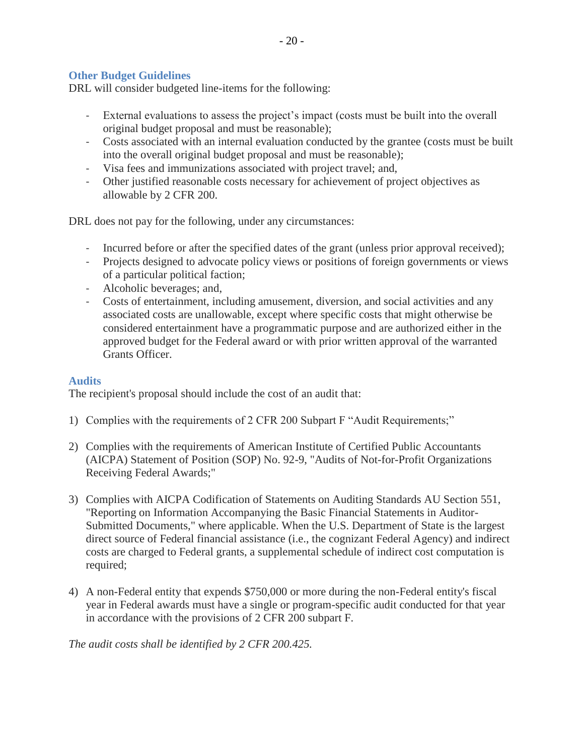## Other Budget Guidelines

DRL will consider budgeted line-items for the following:

- External evaluations to assess the project's impact (costs must be built into the overall original budget proposal and must be reasonable);
- Costs associated with an internal evaluation conducted by the grantee (costs must be built into the overall original budget proposal and must be reasonable);
- Visa fees and immunizations associated with project travel; and,
- Other justified reasonable costs necessary for achievement of project objectives as allowable by 2 CFR 200.

DRL does not pay for the following, under any circumstances:

- Incurred before or after the specified dates of the grant (unless prior approval received);
- Projects designed to advocate policy views or positions of foreign governments or views of a particular political faction;
- Alcoholic beverages; and,
- Costs of entertainment, including amusement, diversion, and social activities and any associated costs are unallowable, except where specific costs that might otherwise be considered entertainment have a programmatic purpose and are authorized either in the approved budget for the Federal award or with prior written approval of the warranted Grants Officer.

## Audits

The recipient's proposal should include the cost of an audit that:

1) Complies with the requirements of 2 CFR 200 Subpart F "Audit Requirements;"

2) Complies with the requirements of American Institute of Certified Public Accountants (AICPA) Statement of Position (SOP) No. 92-9, "Audits of Not-for-Profit Organizations Receiving Federal Awards;"

3) Complies with AICPA Codification of Statements on Auditing Standards AU Section 551, "Reporting on Information Accompanying the Basic Financial Statements in Auditor-Submitted Documents," where applicable. When the U.S. Department of State is the largest direct source of Federal financial assistance (i.e., the cognizant Federal Agency) and indirect costs are charged to Federal grants, a supplemental schedule of indirect cost computation is required;

4) A non-Federal entity that expends $750,000 or more during the non-Federal entity's fiscal year in Federal awards must have a single or program-specific audit conducted for that year in accordance with the provisions of 2 CFR 200 subpart F.

*The audit costs shall be identified by 2 CFR 200.425.*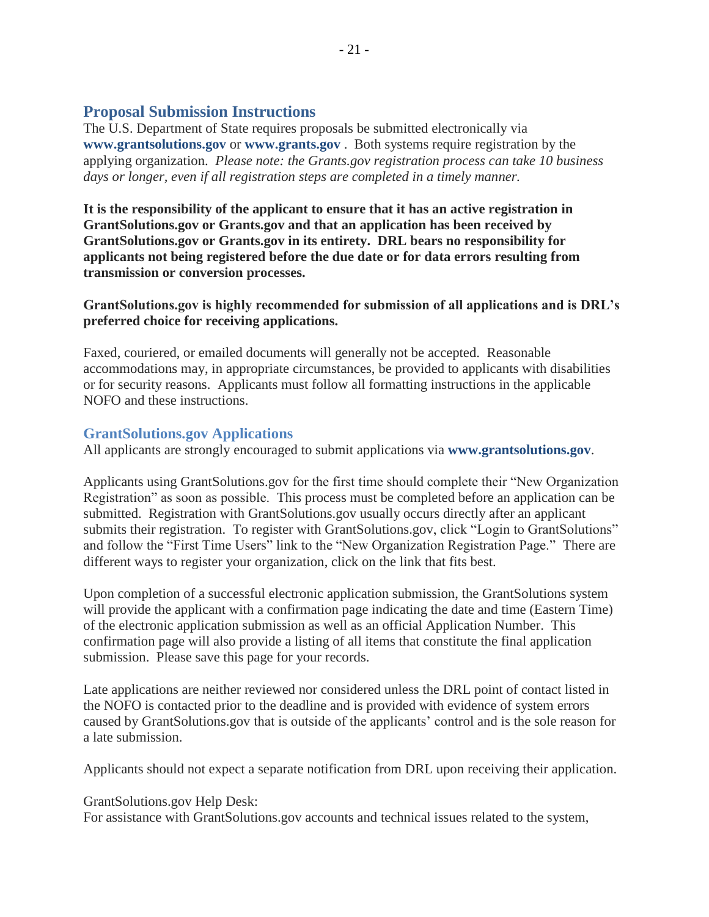## Proposal Submission Instructions

The U.S. Department of State requires proposals be submitted electronically via **www.grantsolutions.gov** or **www.grants.gov** . Both systems require registration by the applying organization. *Please note: the Grants.gov registration process can take 10 business days or longer, even if all registration steps are completed in a timely manner.*

**It is the responsibility of the applicant to ensure that it has an active registration in GrantSolutions.gov or Grants.gov and that an application has been received by GrantSolutions.gov or Grants.gov in its entirety. DRL bears no responsibility for applicants not being registered before the due date or for data errors resulting from transmission or conversion processes.**

**GrantSolutions.gov is highly recommended for submission of all applications and is DRL's preferred choice for receiving applications.**

Faxed, couriered, or emailed documents will generally not be accepted. Reasonable accommodations may, in appropriate circumstances, be provided to applicants with disabilities or for security reasons. Applicants must follow all formatting instructions in the applicable NOFO and these instructions.

### GrantSolutions.gov Applications

All applicants are strongly encouraged to submit applications via **www.grantsolutions.gov**.

Applicants using GrantSolutions.gov for the first time should complete their "New Organization Registration" as soon as possible. This process must be completed before an application can be submitted. Registration with GrantSolutions.gov usually occurs directly after an applicant submits their registration. To register with GrantSolutions.gov, click "Login to GrantSolutions" and follow the "First Time Users" link to the "New Organization Registration Page." There are different ways to register your organization, click on the link that fits best.

Upon completion of a successful electronic application submission, the GrantSolutions system will provide the applicant with a confirmation page indicating the date and time (Eastern Time) of the electronic application submission as well as an official Application Number. This confirmation page will also provide a listing of all items that constitute the final application submission. Please save this page for your records.

Late applications are neither reviewed nor considered unless the DRL point of contact listed in the NOFO is contacted prior to the deadline and is provided with evidence of system errors caused by GrantSolutions.gov that is outside of the applicants' control and is the sole reason for a late submission.

Applicants should not expect a separate notification from DRL upon receiving their application.

GrantSolutions.gov Help Desk:
For assistance with GrantSolutions.gov accounts and technical issues related to the system,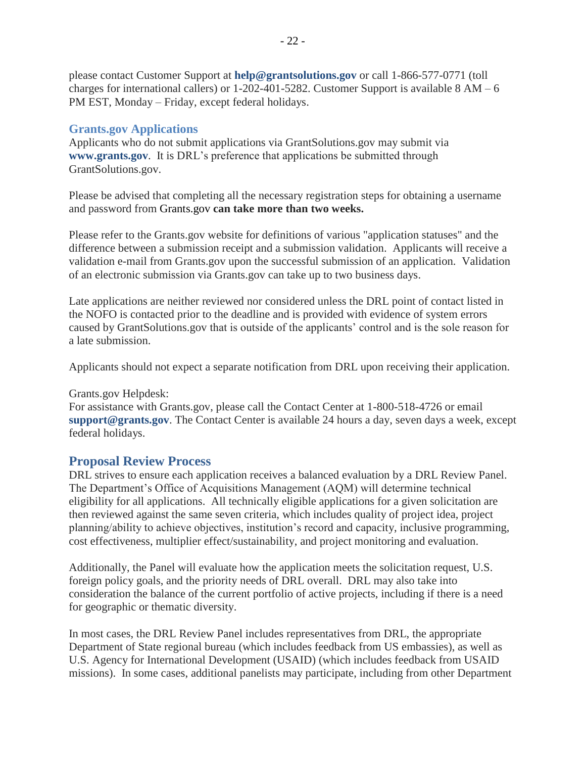please contact Customer Support at **help@grantsolutions.gov** or call 1-866-577-0771 (toll charges for international callers) or 1-202-401-5282. Customer Support is available 8 AM – 6 PM EST, Monday – Friday, except federal holidays.

### Grants.gov Applications

Applicants who do not submit applications via GrantSolutions.gov may submit via **www.grants.gov**. It is DRL's preference that applications be submitted through GrantSolutions.gov.

Please be advised that completing all the necessary registration steps for obtaining a username and password from Grants.gov **can take more than two weeks.**

Please refer to the Grants.gov website for definitions of various "application statuses" and the difference between a submission receipt and a submission validation. Applicants will receive a validation e-mail from Grants.gov upon the successful submission of an application. Validation of an electronic submission via Grants.gov can take up to two business days.

Late applications are neither reviewed nor considered unless the DRL point of contact listed in the NOFO is contacted prior to the deadline and is provided with evidence of system errors caused by GrantSolutions.gov that is outside of the applicants' control and is the sole reason for a late submission.

Applicants should not expect a separate notification from DRL upon receiving their application.

Grants.gov Helpdesk:
For assistance with Grants.gov, please call the Contact Center at 1-800-518-4726 or email **support@grants.gov**. The Contact Center is available 24 hours a day, seven days a week, except federal holidays.

## Proposal Review Process

DRL strives to ensure each application receives a balanced evaluation by a DRL Review Panel. The Department's Office of Acquisitions Management (AQM) will determine technical eligibility for all applications. All technically eligible applications for a given solicitation are then reviewed against the same seven criteria, which includes quality of project idea, project planning/ability to achieve objectives, institution's record and capacity, inclusive programming, cost effectiveness, multiplier effect/sustainability, and project monitoring and evaluation.

Additionally, the Panel will evaluate how the application meets the solicitation request, U.S. foreign policy goals, and the priority needs of DRL overall. DRL may also take into consideration the balance of the current portfolio of active projects, including if there is a need for geographic or thematic diversity.

In most cases, the DRL Review Panel includes representatives from DRL, the appropriate Department of State regional bureau (which includes feedback from US embassies), as well as U.S. Agency for International Development (USAID) (which includes feedback from USAID missions). In some cases, additional panelists may participate, including from other Department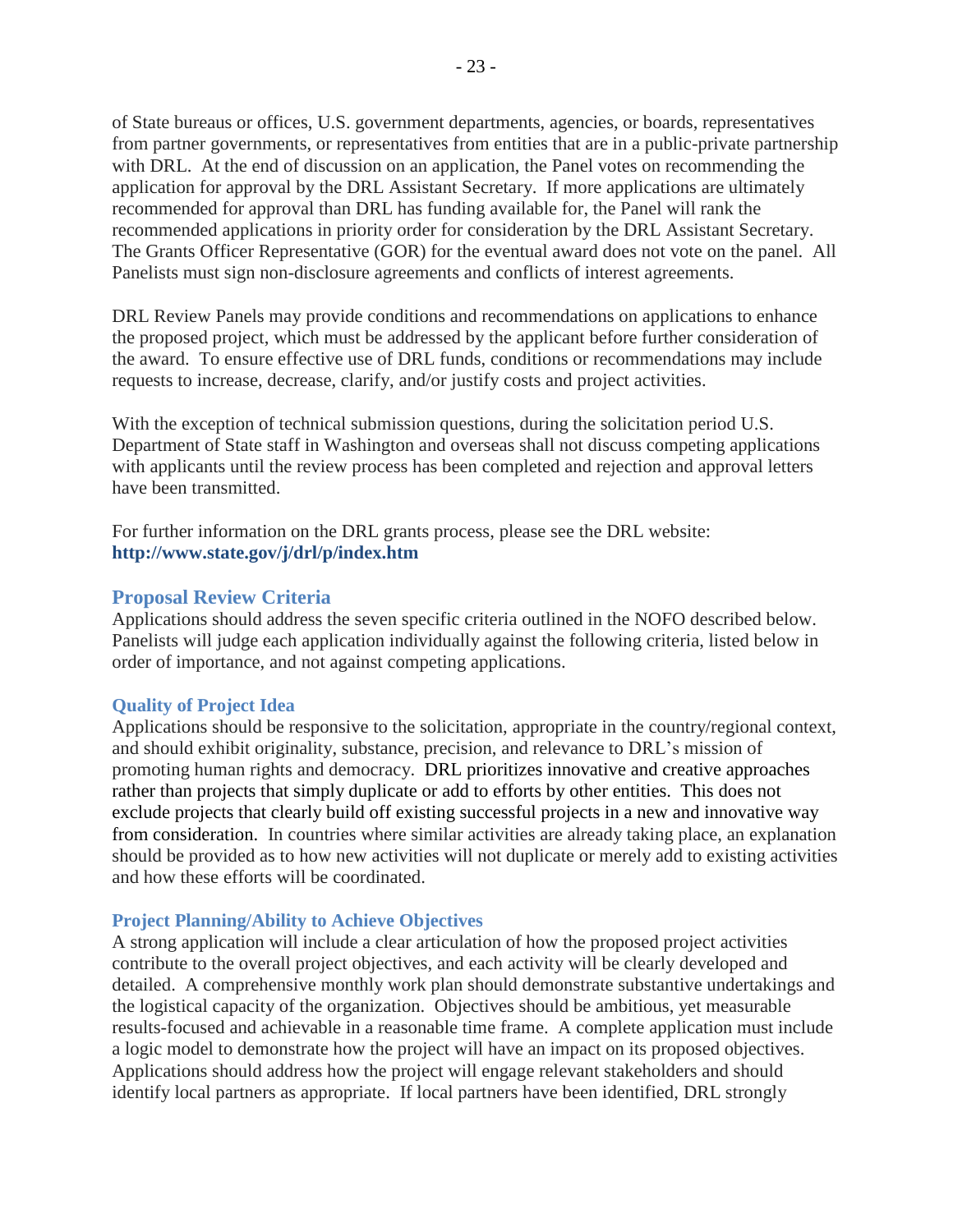of State bureaus or offices, U.S. government departments, agencies, or boards, representatives from partner governments, or representatives from entities that are in a public-private partnership with DRL. At the end of discussion on an application, the Panel votes on recommending the application for approval by the DRL Assistant Secretary. If more applications are ultimately recommended for approval than DRL has funding available for, the Panel will rank the recommended applications in priority order for consideration by the DRL Assistant Secretary. The Grants Officer Representative (GOR) for the eventual award does not vote on the panel. All Panelists must sign non-disclosure agreements and conflicts of interest agreements.

DRL Review Panels may provide conditions and recommendations on applications to enhance the proposed project, which must be addressed by the applicant before further consideration of the award. To ensure effective use of DRL funds, conditions or recommendations may include requests to increase, decrease, clarify, and/or justify costs and project activities.

With the exception of technical submission questions, during the solicitation period U.S. Department of State staff in Washington and overseas shall not discuss competing applications with applicants until the review process has been completed and rejection and approval letters have been transmitted.

For further information on the DRL grants process, please see the DRL website: **http://www.state.gov/j/drl/p/index.htm**

## Proposal Review Criteria

Applications should address the seven specific criteria outlined in the NOFO described below. Panelists will judge each application individually against the following criteria, listed below in order of importance, and not against competing applications.

### Quality of Project Idea

Applications should be responsive to the solicitation, appropriate in the country/regional context, and should exhibit originality, substance, precision, and relevance to DRL's mission of promoting human rights and democracy. DRL prioritizes innovative and creative approaches rather than projects that simply duplicate or add to efforts by other entities. This does not exclude projects that clearly build off existing successful projects in a new and innovative way from consideration. In countries where similar activities are already taking place, an explanation should be provided as to how new activities will not duplicate or merely add to existing activities and how these efforts will be coordinated.

### Project Planning/Ability to Achieve Objectives

A strong application will include a clear articulation of how the proposed project activities contribute to the overall project objectives, and each activity will be clearly developed and detailed. A comprehensive monthly work plan should demonstrate substantive undertakings and the logistical capacity of the organization. Objectives should be ambitious, yet measurable results-focused and achievable in a reasonable time frame. A complete application must include a logic model to demonstrate how the project will have an impact on its proposed objectives. Applications should address how the project will engage relevant stakeholders and should identify local partners as appropriate. If local partners have been identified, DRL strongly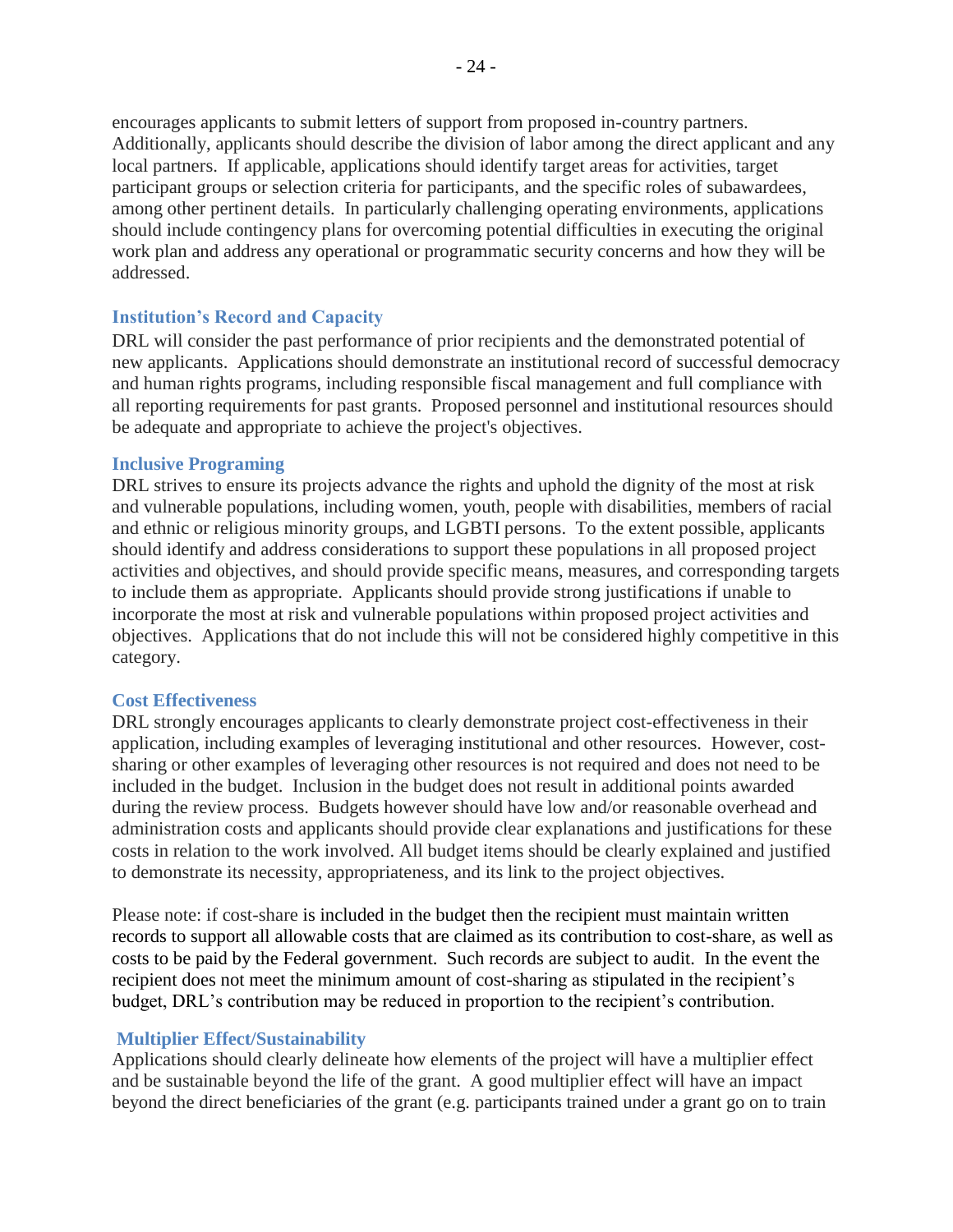encourages applicants to submit letters of support from proposed in-country partners. Additionally, applicants should describe the division of labor among the direct applicant and any local partners. If applicable, applications should identify target areas for activities, target participant groups or selection criteria for participants, and the specific roles of subawardees, among other pertinent details. In particularly challenging operating environments, applications should include contingency plans for overcoming potential difficulties in executing the original work plan and address any operational or programmatic security concerns and how they will be addressed.

### Institution's Record and Capacity

DRL will consider the past performance of prior recipients and the demonstrated potential of new applicants. Applications should demonstrate an institutional record of successful democracy and human rights programs, including responsible fiscal management and full compliance with all reporting requirements for past grants. Proposed personnel and institutional resources should be adequate and appropriate to achieve the project's objectives.

### Inclusive Programing

DRL strives to ensure its projects advance the rights and uphold the dignity of the most at risk and vulnerable populations, including women, youth, people with disabilities, members of racial and ethnic or religious minority groups, and LGBTI persons. To the extent possible, applicants should identify and address considerations to support these populations in all proposed project activities and objectives, and should provide specific means, measures, and corresponding targets to include them as appropriate. Applicants should provide strong justifications if unable to incorporate the most at risk and vulnerable populations within proposed project activities and objectives. Applications that do not include this will not be considered highly competitive in this category.

### Cost Effectiveness

DRL strongly encourages applicants to clearly demonstrate project cost-effectiveness in their application, including examples of leveraging institutional and other resources. However, cost-sharing or other examples of leveraging other resources is not required and does not need to be included in the budget. Inclusion in the budget does not result in additional points awarded during the review process. Budgets however should have low and/or reasonable overhead and administration costs and applicants should provide clear explanations and justifications for these costs in relation to the work involved. All budget items should be clearly explained and justified to demonstrate its necessity, appropriateness, and its link to the project objectives.

Please note: if cost-share is included in the budget then the recipient must maintain written records to support all allowable costs that are claimed as its contribution to cost-share, as well as costs to be paid by the Federal government. Such records are subject to audit. In the event the recipient does not meet the minimum amount of cost-sharing as stipulated in the recipient's budget, DRL's contribution may be reduced in proportion to the recipient's contribution.

### Multiplier Effect/Sustainability

Applications should clearly delineate how elements of the project will have a multiplier effect and be sustainable beyond the life of the grant. A good multiplier effect will have an impact beyond the direct beneficiaries of the grant (e.g. participants trained under a grant go on to train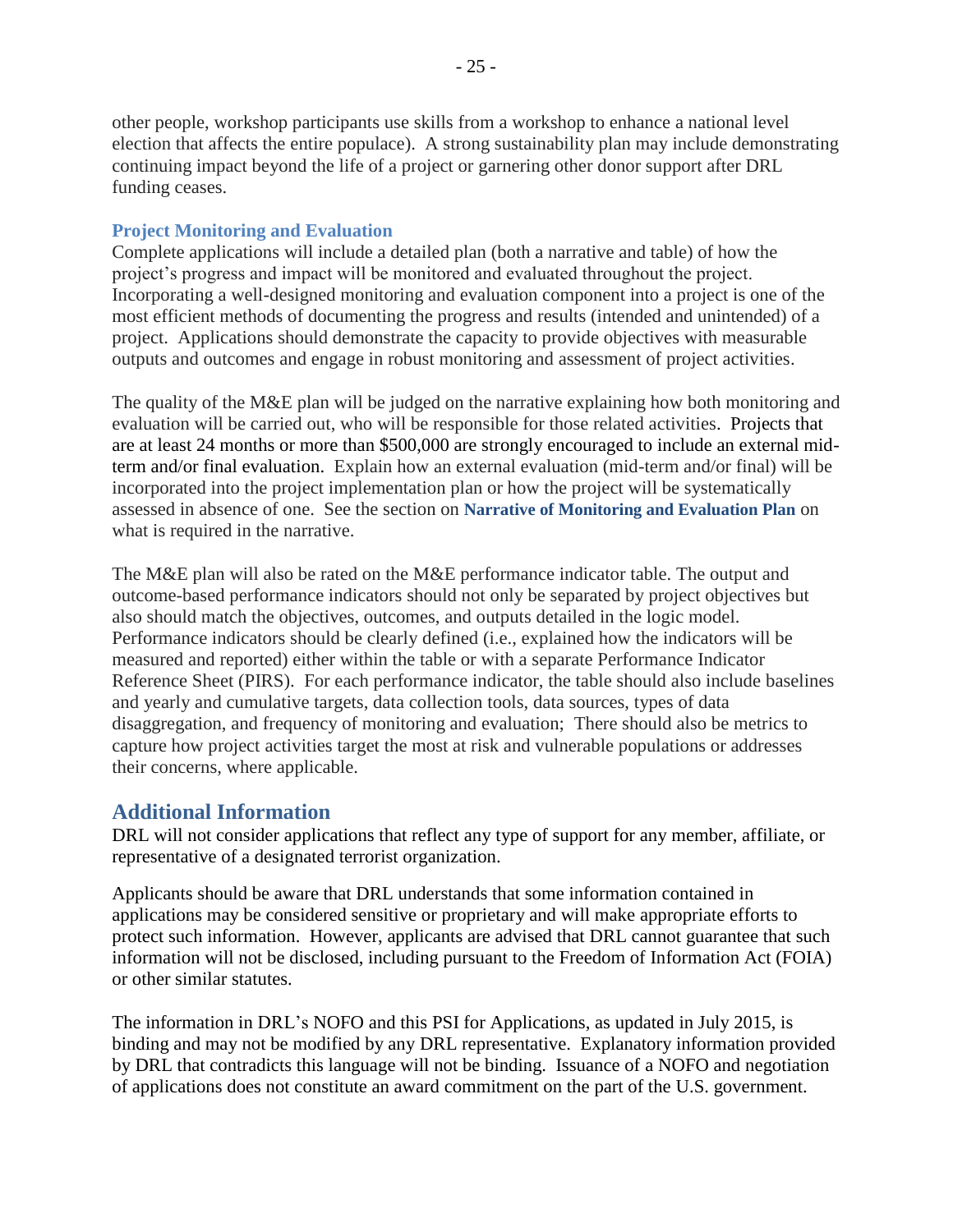other people, workshop participants use skills from a workshop to enhance a national level election that affects the entire populace). A strong sustainability plan may include demonstrating continuing impact beyond the life of a project or garnering other donor support after DRL funding ceases.

### Project Monitoring and Evaluation

Complete applications will include a detailed plan (both a narrative and table) of how the project's progress and impact will be monitored and evaluated throughout the project. Incorporating a well-designed monitoring and evaluation component into a project is one of the most efficient methods of documenting the progress and results (intended and unintended) of a project. Applications should demonstrate the capacity to provide objectives with measurable outputs and outcomes and engage in robust monitoring and assessment of project activities.

The quality of the M&E plan will be judged on the narrative explaining how both monitoring and evaluation will be carried out, who will be responsible for those related activities. Projects that are at least 24 months or more than $500,000 are strongly encouraged to include an external mid-term and/or final evaluation. Explain how an external evaluation (mid-term and/or final) will be incorporated into the project implementation plan or how the project will be systematically assessed in absence of one. See the section on **Narrative of Monitoring and Evaluation Plan** on what is required in the narrative.

The M&E plan will also be rated on the M&E performance indicator table. The output and outcome-based performance indicators should not only be separated by project objectives but also should match the objectives, outcomes, and outputs detailed in the logic model. Performance indicators should be clearly defined (i.e., explained how the indicators will be measured and reported) either within the table or with a separate Performance Indicator Reference Sheet (PIRS). For each performance indicator, the table should also include baselines and yearly and cumulative targets, data collection tools, data sources, types of data disaggregation, and frequency of monitoring and evaluation; There should also be metrics to capture how project activities target the most at risk and vulnerable populations or addresses their concerns, where applicable.

## Additional Information

DRL will not consider applications that reflect any type of support for any member, affiliate, or representative of a designated terrorist organization.

Applicants should be aware that DRL understands that some information contained in applications may be considered sensitive or proprietary and will make appropriate efforts to protect such information. However, applicants are advised that DRL cannot guarantee that such information will not be disclosed, including pursuant to the Freedom of Information Act (FOIA) or other similar statutes.

The information in DRL's NOFO and this PSI for Applications, as updated in July 2015, is binding and may not be modified by any DRL representative. Explanatory information provided by DRL that contradicts this language will not be binding. Issuance of a NOFO and negotiation of applications does not constitute an award commitment on the part of the U.S. government.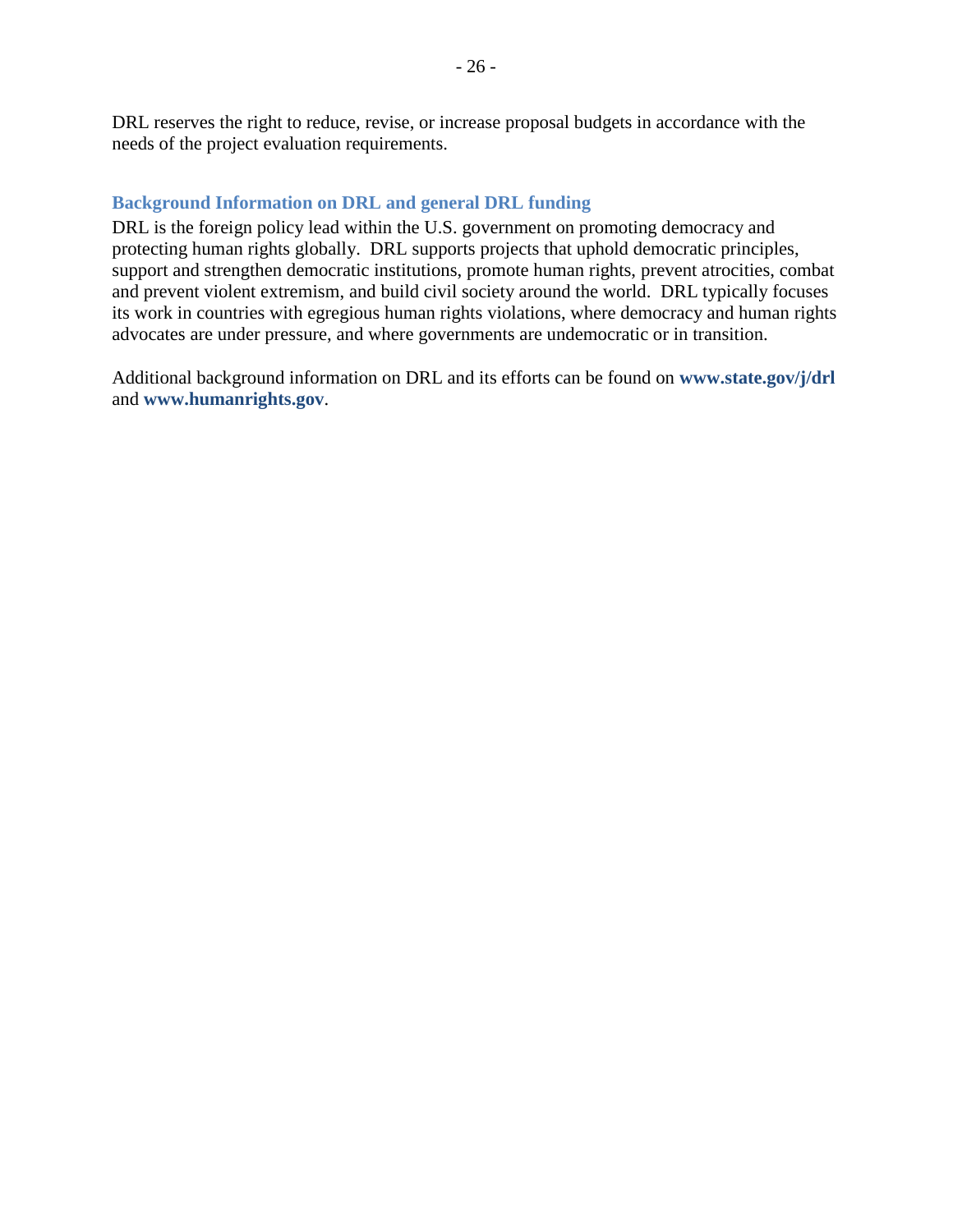DRL reserves the right to reduce, revise, or increase proposal budgets in accordance with the needs of the project evaluation requirements.

### Background Information on DRL and general DRL funding

DRL is the foreign policy lead within the U.S. government on promoting democracy and protecting human rights globally. DRL supports projects that uphold democratic principles, support and strengthen democratic institutions, promote human rights, prevent atrocities, combat and prevent violent extremism, and build civil society around the world. DRL typically focuses its work in countries with egregious human rights violations, where democracy and human rights advocates are under pressure, and where governments are undemocratic or in transition.

Additional background information on DRL and its efforts can be found on **www.state.gov/j/drl** and **www.humanrights.gov**.